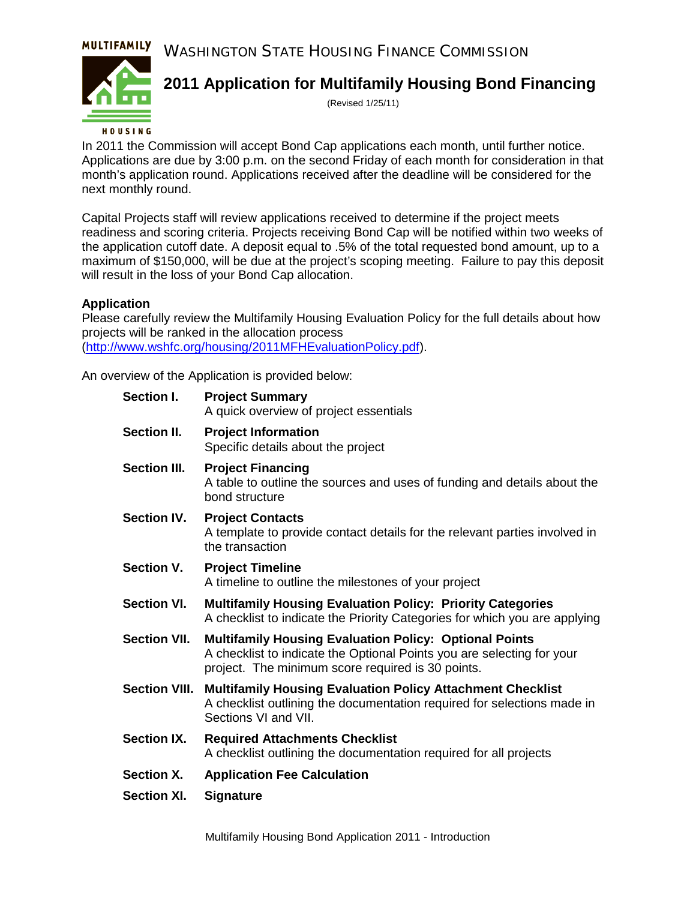MULTIFAMILY

HOUSING

WASHINGTON STATE HOUSING FINANCE COMMISSION

# 2011 Application for Multifamily Housing Bond Financing

(Revised 1/25/11)

In 2011 the Commission will accept Bond Cap applications each month, until further notice. Applications are due by 3:00 p.m. on the second Friday of each month for consideration in that month's application round. Applications received after the deadline will be considered for the next monthly round.

Capital Projects staff will review applications received to determine if the project meets readiness and scoring criteria. Projects receiving Bond Cap will be notified within two weeks of the application cutoff date. A deposit equal to .5% of the total requested bond amount, up to a maximum of $150,000, will be due at the project's scoping meeting. Failure to pay this deposit will result in the loss of your Bond Cap allocation.

**Application**

Please carefully review the Multifamily Housing Evaluation Policy for the full details about how projects will be ranked in the allocation process (http://www.wshfc.org/housing/2011MFHEvaluationPolicy.pdf).

An overview of the Application is provided below:

**Section I.** **Project Summary**
A quick overview of project essentials

**Section II.** **Project Information**
Specific details about the project

**Section III.** **Project Financing**
A table to outline the sources and uses of funding and details about the bond structure

**Section IV.** **Project Contacts**
A template to provide contact details for the relevant parties involved in the transaction

**Section V.** **Project Timeline**
A timeline to outline the milestones of your project

**Section VI.** **Multifamily Housing Evaluation Policy: Priority Categories**
A checklist to indicate the Priority Categories for which you are applying

**Section VII.** **Multifamily Housing Evaluation Policy: Optional Points**
A checklist to indicate the Optional Points you are selecting for your project. The minimum score required is 30 points.

**Section VIII.** **Multifamily Housing Evaluation Policy Attachment Checklist**
A checklist outlining the documentation required for selections made in Sections VI and VII.

**Section IX.** **Required Attachments Checklist**
A checklist outlining the documentation required for all projects

**Section X.** **Application Fee Calculation**

**Section XI.** **Signature**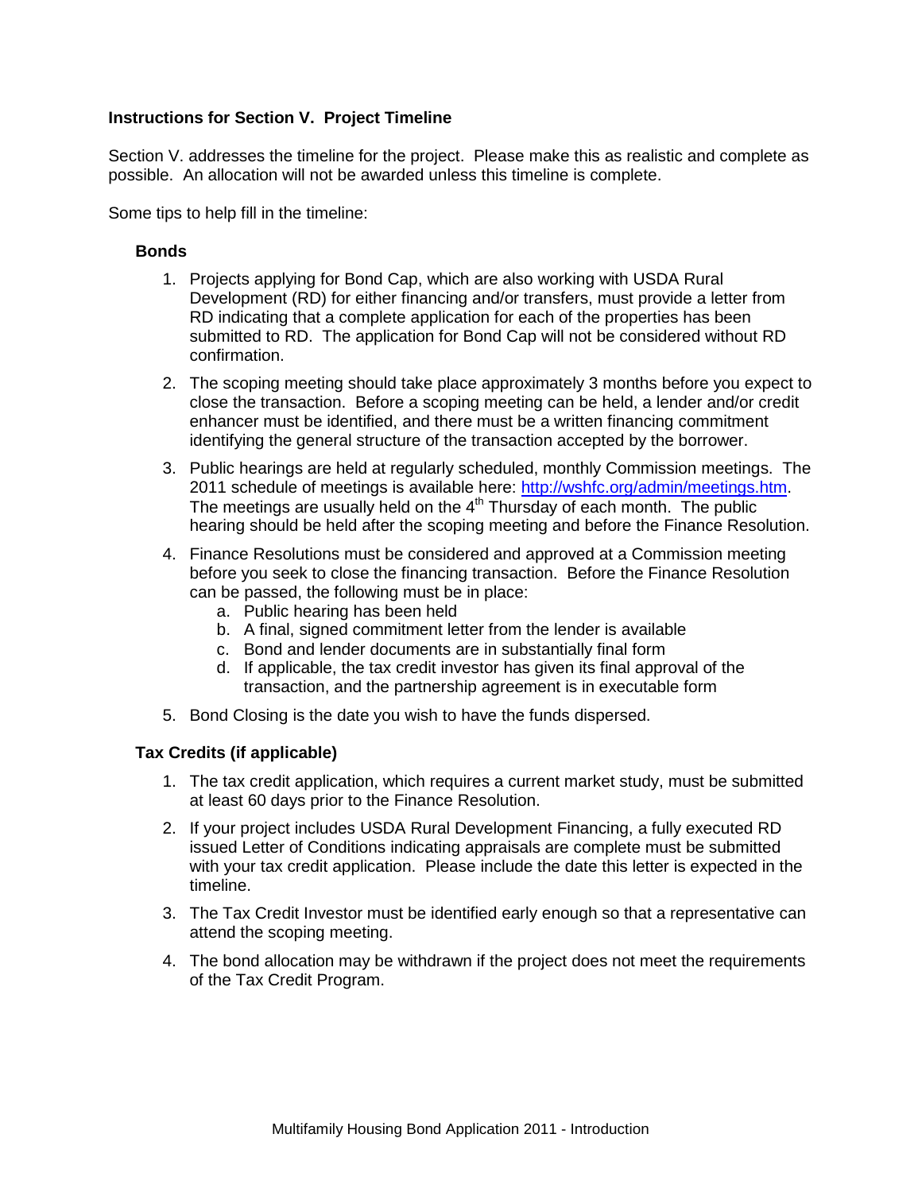## Instructions for Section V. Project Timeline

Section V. addresses the timeline for the project. Please make this as realistic and complete as possible. An allocation will not be awarded unless this timeline is complete.

Some tips to help fill in the timeline:

### Bonds

1. Projects applying for Bond Cap, which are also working with USDA Rural Development (RD) for either financing and/or transfers, must provide a letter from RD indicating that a complete application for each of the properties has been submitted to RD. The application for Bond Cap will not be considered without RD confirmation.
2. The scoping meeting should take place approximately 3 months before you expect to close the transaction. Before a scoping meeting can be held, a lender and/or credit enhancer must be identified, and there must be a written financing commitment identifying the general structure of the transaction accepted by the borrower.
3. Public hearings are held at regularly scheduled, monthly Commission meetings. The 2011 schedule of meetings is available here: [http://wshfc.org/admin/meetings.htm](http://wshfc.org/admin/meetings.htm). The meetings are usually held on the 4th Thursday of each month. The public hearing should be held after the scoping meeting and before the Finance Resolution.
4. Finance Resolutions must be considered and approved at a Commission meeting before you seek to close the financing transaction. Before the Finance Resolution can be passed, the following must be in place:
   a. Public hearing has been held
   b. A final, signed commitment letter from the lender is available
   c. Bond and lender documents are in substantially final form
   d. If applicable, the tax credit investor has given its final approval of the transaction, and the partnership agreement is in executable form
5. Bond Closing is the date you wish to have the funds dispersed.

### Tax Credits (if applicable)

1. The tax credit application, which requires a current market study, must be submitted at least 60 days prior to the Finance Resolution.
2. If your project includes USDA Rural Development Financing, a fully executed RD issued Letter of Conditions indicating appraisals are complete must be submitted with your tax credit application. Please include the date this letter is expected in the timeline.
3. The Tax Credit Investor must be identified early enough so that a representative can attend the scoping meeting.
4. The bond allocation may be withdrawn if the project does not meet the requirements of the Tax Credit Program.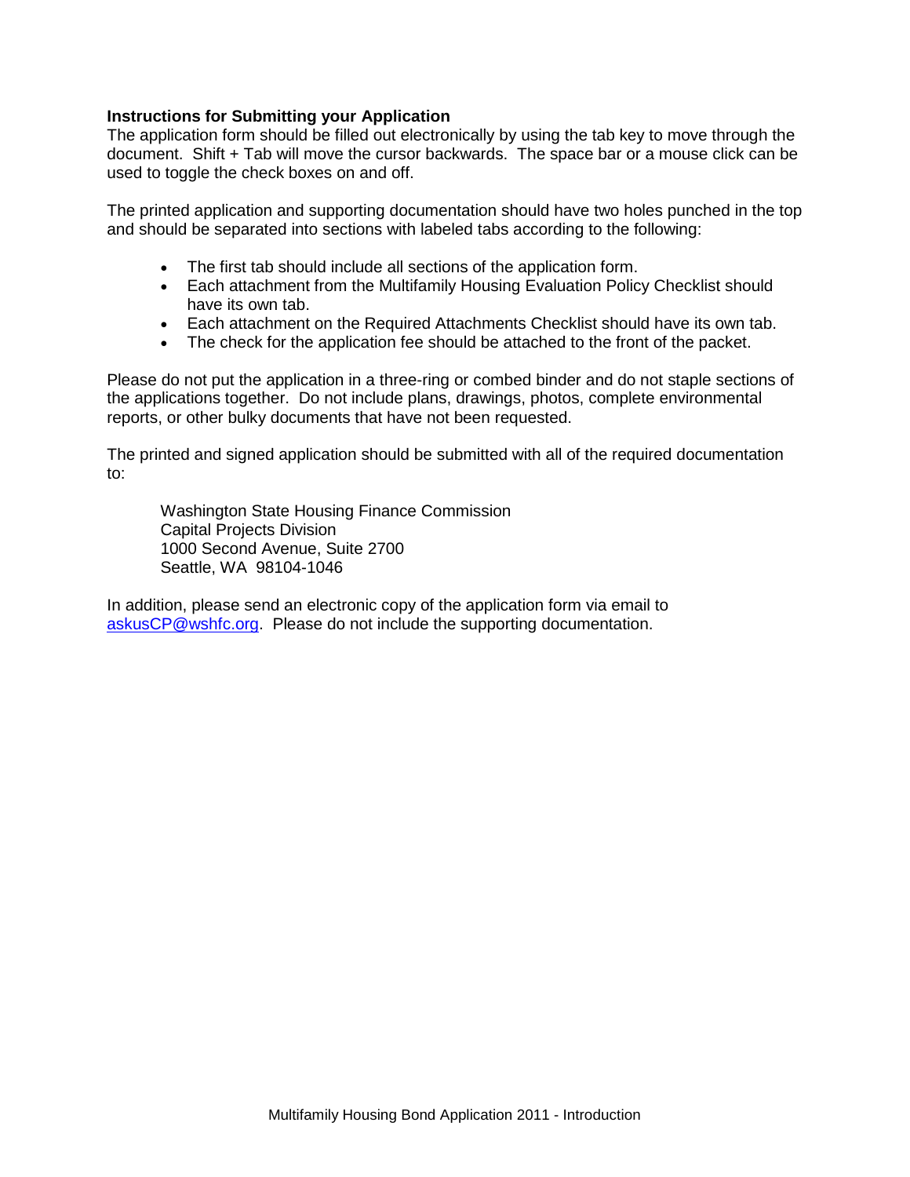**Instructions for Submitting your Application**

The application form should be filled out electronically by using the tab key to move through the document. Shift + Tab will move the cursor backwards. The space bar or a mouse click can be used to toggle the check boxes on and off.

The printed application and supporting documentation should have two holes punched in the top and should be separated into sections with labeled tabs according to the following:

- The first tab should include all sections of the application form.
- Each attachment from the Multifamily Housing Evaluation Policy Checklist should have its own tab.
- Each attachment on the Required Attachments Checklist should have its own tab.
- The check for the application fee should be attached to the front of the packet.

Please do not put the application in a three-ring or combed binder and do not staple sections of the applications together. Do not include plans, drawings, photos, complete environmental reports, or other bulky documents that have not been requested.

The printed and signed application should be submitted with all of the required documentation to:

> Washington State Housing Finance Commission
> Capital Projects Division
> 1000 Second Avenue, Suite 2700
> Seattle, WA 98104-1046

In addition, please send an electronic copy of the application form via email to askusCP@wshfc.org. Please do not include the supporting documentation.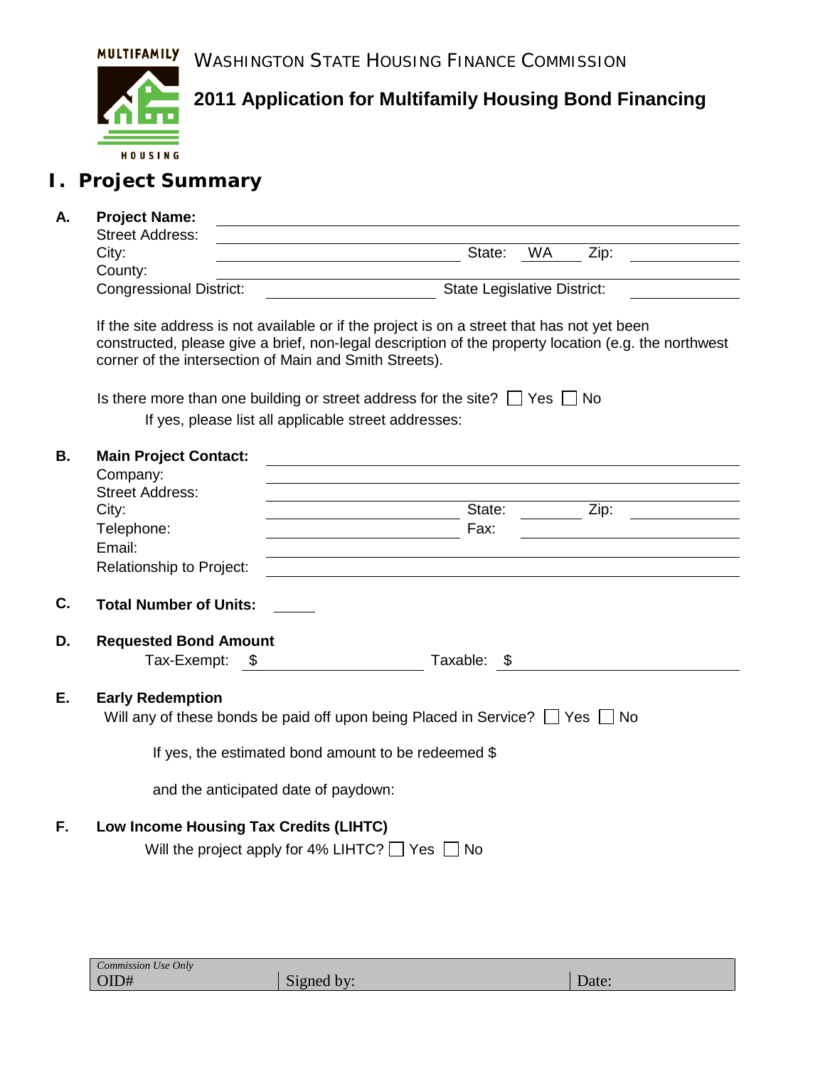MULTIFAMILY

HOUSING

WASHINGTON STATE HOUSING FINANCE COMMISSION

# 2011 Application for Multifamily Housing Bond Financing

## I. Project Summary

**A. Project Name:** ____________________

Street Address: ____________________

City: ____________________ State: WA Zip: ____________________

County: ____________________

Congressional District: ____________________ State Legislative District: ____________________

If the site address is not available or if the project is on a street that has not yet been constructed, please give a brief, non-legal description of the property location (e.g. the northwest corner of the intersection of Main and Smith Streets).

Is there more than one building or street address for the site? ☐ Yes ☐ No

If yes, please list all applicable street addresses:

**B. Main Project Contact:** ____________________

Company: ____________________

Street Address: ____________________

City: ____________________ State: ____________________ Zip: ____________________

Telephone: ____________________ Fax: ____________________

Email: ____________________

Relationship to Project: ____________________

**C. Total Number of Units:** ________

**D. Requested Bond Amount**

Tax-Exempt: $ ____________________ Taxable: $ ____________________

**E. Early Redemption**

Will any of these bonds be paid off upon being Placed in Service? ☐ Yes ☐ No

If yes, the estimated bond amount to be redeemed $

and the anticipated date of paydown:

**F. Low Income Housing Tax Credits (LIHTC)**

Will the project apply for 4% LIHTC? ☐ Yes ☐ No

| *Commission Use Only* OID# | Signed by: | Date: |
|---|---|---|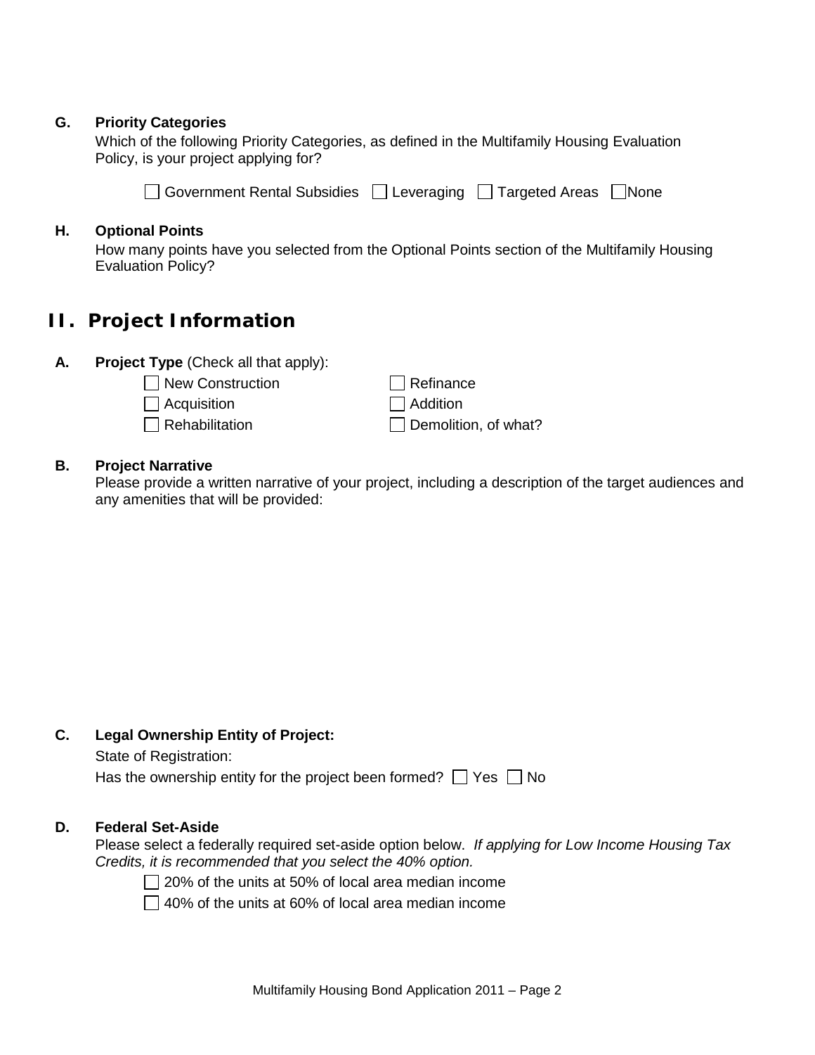**G. Priority Categories**

Which of the following Priority Categories, as defined in the Multifamily Housing Evaluation Policy, is your project applying for?

☐ Government Rental Subsidies ☐ Leveraging ☐ Targeted Areas ☐ None

**H. Optional Points**

How many points have you selected from the Optional Points section of the Multifamily Housing Evaluation Policy?

## II. Project Information

**A. Project Type** (Check all that apply):

☐ New Construction
☐ Acquisition
☐ Rehabilitation
☐ Refinance
☐ Addition
☐ Demolition, of what?

**B. Project Narrative**

Please provide a written narrative of your project, including a description of the target audiences and any amenities that will be provided:

**C. Legal Ownership Entity of Project:**

State of Registration:

Has the ownership entity for the project been formed? ☐ Yes ☐ No

**D. Federal Set-Aside**

Please select a federally required set-aside option below. *If applying for Low Income Housing Tax Credits, it is recommended that you select the 40% option.*

☐ 20% of the units at 50% of local area median income

☐ 40% of the units at 60% of local area median income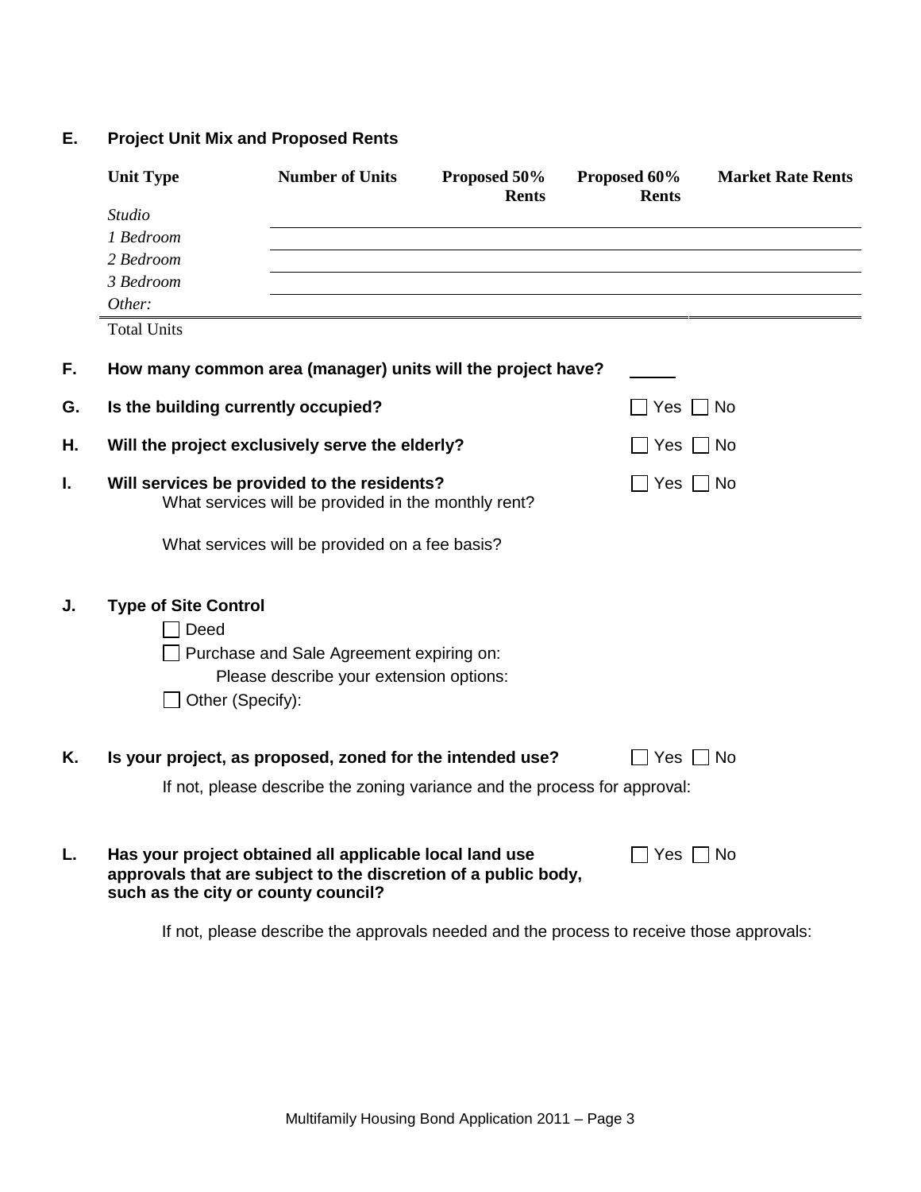**E. Project Unit Mix and Proposed Rents**

| Unit Type | Number of Units | Proposed 50% Rents | Proposed 60% Rents | Market Rate Rents |
|---|---|---|---|---|
| *Studio* | | | | |
| *1 Bedroom* | | | | |
| *2 Bedroom* | | | | |
| *3 Bedroom* | | | | |
| *Other:* | | | | |
| Total Units | | | | |

**F. How many common area (manager) units will the project have?** _____

**G. Is the building currently occupied?** ☐ Yes ☐ No

**H. Will the project exclusively serve the elderly?** ☐ Yes ☐ No

**I. Will services be provided to the residents?** ☐ Yes ☐ No

What services will be provided in the monthly rent?

What services will be provided on a fee basis?

**J. Type of Site Control**

☐ Deed

☐ Purchase and Sale Agreement expiring on:

Please describe your extension options:

☐ Other (Specify):

**K. Is your project, as proposed, zoned for the intended use?** ☐ Yes ☐ No

If not, please describe the zoning variance and the process for approval:

**L. Has your project obtained all applicable local land use approvals that are subject to the discretion of a public body, such as the city or county council?** ☐ Yes ☐ No

If not, please describe the approvals needed and the process to receive those approvals: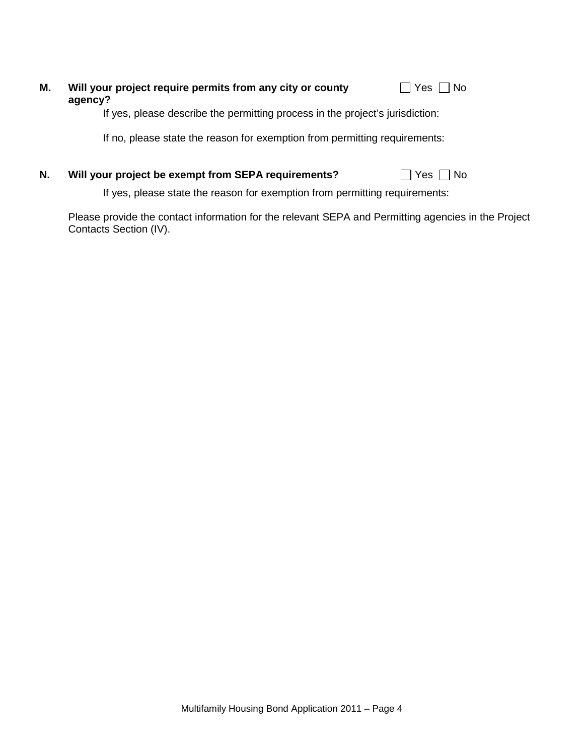**M. Will your project require permits from any city or county agency?** ☐ Yes ☐ No

If yes, please describe the permitting process in the project's jurisdiction:

If no, please state the reason for exemption from permitting requirements:

**N. Will your project be exempt from SEPA requirements?** ☐ Yes ☐ No

If yes, please state the reason for exemption from permitting requirements:

Please provide the contact information for the relevant SEPA and Permitting agencies in the Project Contacts Section (IV).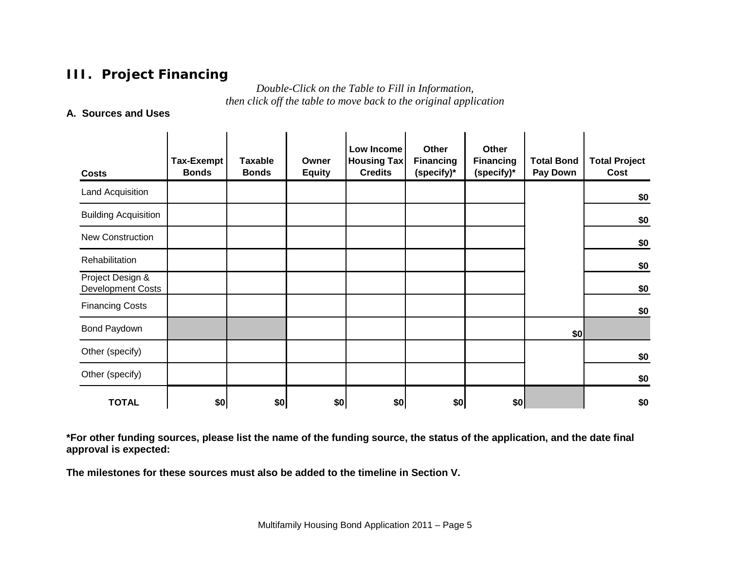## III. Project Financing

*Double-Click on the Table to Fill in Information, then click off the table to move back to the original application*

**A. Sources and Uses**

| Costs | Tax-Exempt Bonds | Taxable Bonds | Owner Equity | Low Income Housing Tax Credits | Other Financing (specify)* | Other Financing (specify)* | Total Bond Pay Down | Total Project Cost |
|---|---|---|---|---|---|---|---|---|
| Land Acquisition | | | | | | | | $0 |
| Building Acquisition | | | | | | | | $0 |
| New Construction | | | | | | | | $0 |
| Rehabilitation | | | | | | | | $0 |
| Project Design & Development Costs | | | | | | | | $0 |
| Financing Costs | | | | | | | | $0 |
| Bond Paydown | | | | | | | $0 | |
| Other (specify) | | | | | | | | $0 |
| Other (specify) | | | | | | | | $0 |
| **TOTAL** | $0 | $0 | $0 | $0 | $0 | $0 | | $0 |

**\*For other funding sources, please list the name of the funding source, the status of the application, and the date final approval is expected:**

**The milestones for these sources must also be added to the timeline in Section V.**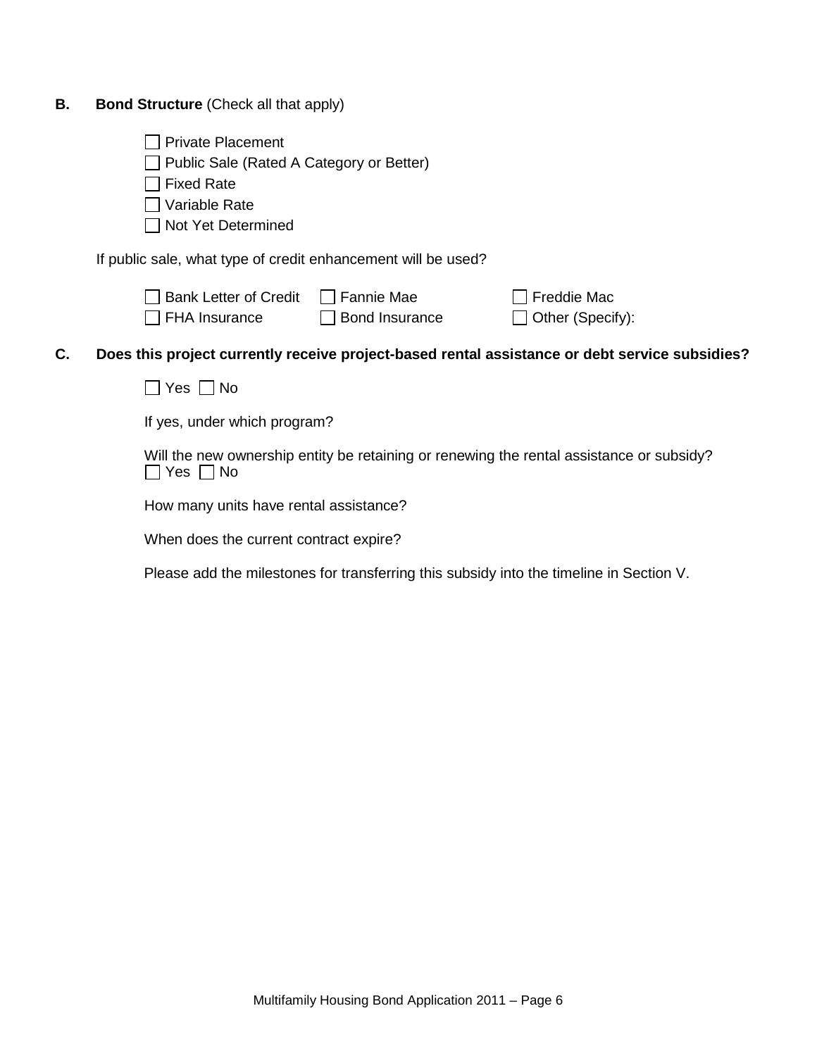**B. Bond Structure** (Check all that apply)

- ☐ Private Placement
- ☐ Public Sale (Rated A Category or Better)
- ☐ Fixed Rate
- ☐ Variable Rate
- ☐ Not Yet Determined

If public sale, what type of credit enhancement will be used?

| | | |
|---|---|---|
| ☐ Bank Letter of Credit | ☐ Fannie Mae | ☐ Freddie Mac |
| ☐ FHA Insurance | ☐ Bond Insurance | ☐ Other (Specify): |

**C. Does this project currently receive project-based rental assistance or debt service subsidies?**

☐ Yes ☐ No

If yes, under which program?

Will the new ownership entity be retaining or renewing the rental assistance or subsidy?
☐ Yes ☐ No

How many units have rental assistance?

When does the current contract expire?

Please add the milestones for transferring this subsidy into the timeline in Section V.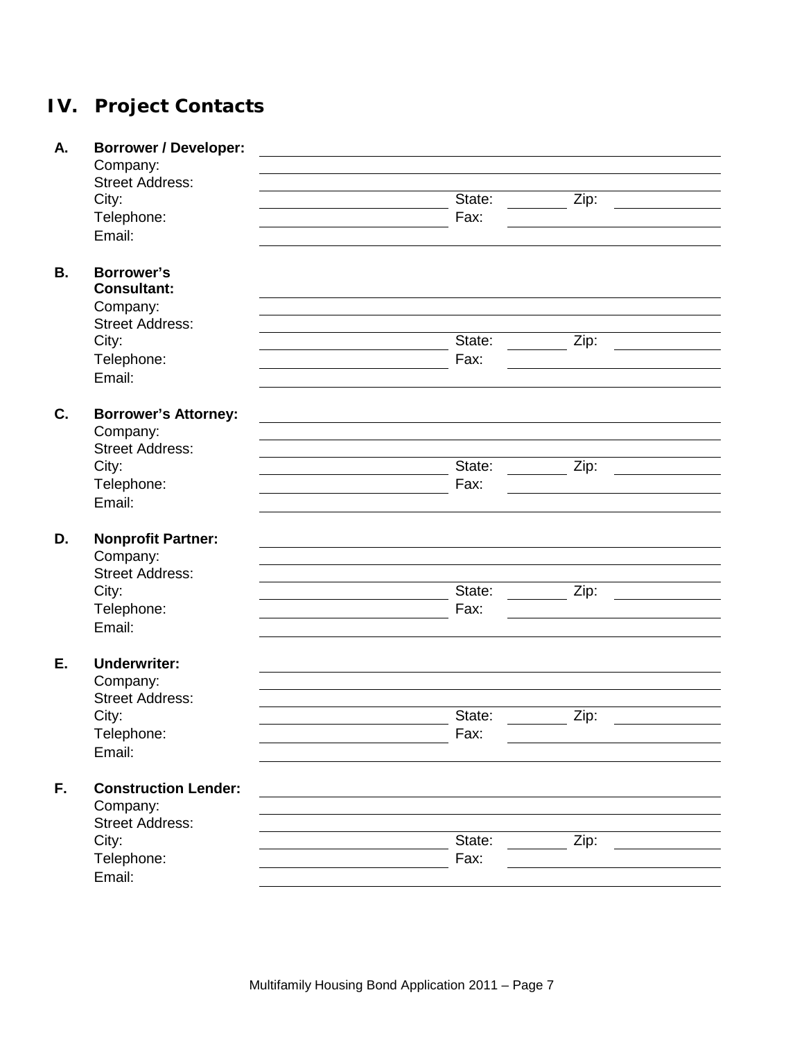## IV. Project Contacts

**A. Borrower / Developer:** \_\_\_\_\_\_\_\_\_\_\_\_\_\_\_\_\_\_\_\_

Company: \_\_\_\_\_\_\_\_\_\_\_\_\_\_\_\_\_\_\_\_

Street Address: \_\_\_\_\_\_\_\_\_\_\_\_\_\_\_\_\_\_\_\_

City: \_\_\_\_\_\_\_\_\_\_ State: \_\_\_\_\_ Zip: \_\_\_\_\_

Telephone: \_\_\_\_\_\_\_\_\_\_ Fax: \_\_\_\_\_\_\_\_\_\_

Email: \_\_\_\_\_\_\_\_\_\_\_\_\_\_\_\_\_\_\_\_

**B. Borrower's Consultant:** \_\_\_\_\_\_\_\_\_\_\_\_\_\_\_\_\_\_\_\_

Company: \_\_\_\_\_\_\_\_\_\_\_\_\_\_\_\_\_\_\_\_

Street Address: \_\_\_\_\_\_\_\_\_\_\_\_\_\_\_\_\_\_\_\_

City: \_\_\_\_\_\_\_\_\_\_ State: \_\_\_\_\_ Zip: \_\_\_\_\_

Telephone: \_\_\_\_\_\_\_\_\_\_ Fax: \_\_\_\_\_\_\_\_\_\_

Email: \_\_\_\_\_\_\_\_\_\_\_\_\_\_\_\_\_\_\_\_

**C. Borrower's Attorney:** \_\_\_\_\_\_\_\_\_\_\_\_\_\_\_\_\_\_\_\_

Company: \_\_\_\_\_\_\_\_\_\_\_\_\_\_\_\_\_\_\_\_

Street Address: \_\_\_\_\_\_\_\_\_\_\_\_\_\_\_\_\_\_\_\_

City: \_\_\_\_\_\_\_\_\_\_ State: \_\_\_\_\_ Zip: \_\_\_\_\_

Telephone: \_\_\_\_\_\_\_\_\_\_ Fax: \_\_\_\_\_\_\_\_\_\_

Email: \_\_\_\_\_\_\_\_\_\_\_\_\_\_\_\_\_\_\_\_

**D. Nonprofit Partner:** \_\_\_\_\_\_\_\_\_\_\_\_\_\_\_\_\_\_\_\_

Company: \_\_\_\_\_\_\_\_\_\_\_\_\_\_\_\_\_\_\_\_

Street Address: \_\_\_\_\_\_\_\_\_\_\_\_\_\_\_\_\_\_\_\_

City: \_\_\_\_\_\_\_\_\_\_ State: \_\_\_\_\_ Zip: \_\_\_\_\_

Telephone: \_\_\_\_\_\_\_\_\_\_ Fax: \_\_\_\_\_\_\_\_\_\_

Email: \_\_\_\_\_\_\_\_\_\_\_\_\_\_\_\_\_\_\_\_

**E. Underwriter:** \_\_\_\_\_\_\_\_\_\_\_\_\_\_\_\_\_\_\_\_

Company: \_\_\_\_\_\_\_\_\_\_\_\_\_\_\_\_\_\_\_\_

Street Address: \_\_\_\_\_\_\_\_\_\_\_\_\_\_\_\_\_\_\_\_

City: \_\_\_\_\_\_\_\_\_\_ State: \_\_\_\_\_ Zip: \_\_\_\_\_

Telephone: \_\_\_\_\_\_\_\_\_\_ Fax: \_\_\_\_\_\_\_\_\_\_

Email: \_\_\_\_\_\_\_\_\_\_\_\_\_\_\_\_\_\_\_\_

**F. Construction Lender:** \_\_\_\_\_\_\_\_\_\_\_\_\_\_\_\_\_\_\_\_

Company: \_\_\_\_\_\_\_\_\_\_\_\_\_\_\_\_\_\_\_\_

Street Address: \_\_\_\_\_\_\_\_\_\_\_\_\_\_\_\_\_\_\_\_

City: \_\_\_\_\_\_\_\_\_\_ State: \_\_\_\_\_ Zip: \_\_\_\_\_

Telephone: \_\_\_\_\_\_\_\_\_\_ Fax: \_\_\_\_\_\_\_\_\_\_

Email: \_\_\_\_\_\_\_\_\_\_\_\_\_\_\_\_\_\_\_\_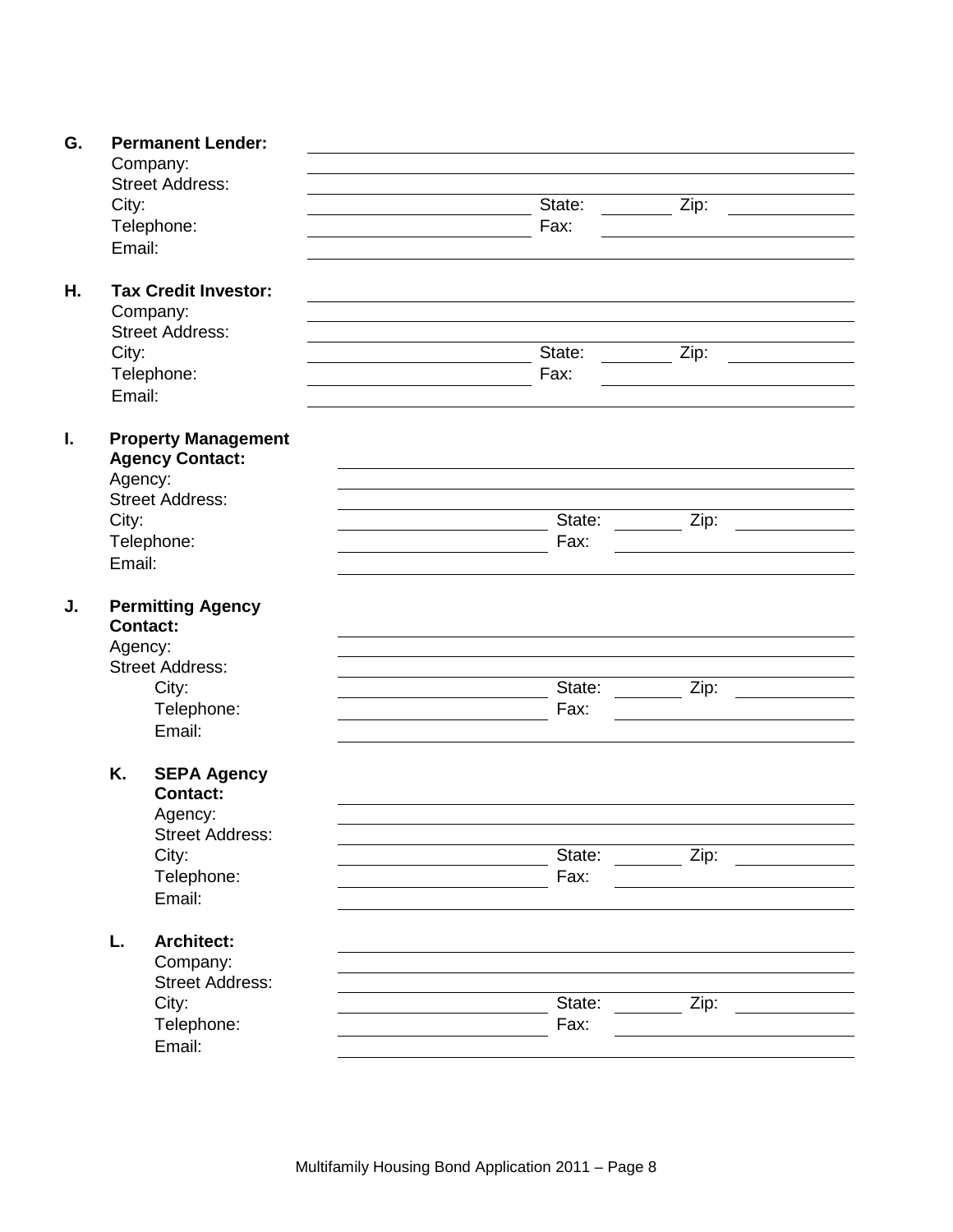**G. Permanent Lender:** \_\_\_\_\_\_\_\_\_\_\_\_\_\_\_\_\_\_\_\_\_\_\_\_\_\_\_\_\_\_\_\_\_\_\_\_\_\_\_\_

Company: \_\_\_\_\_\_\_\_\_\_\_\_\_\_\_\_\_\_\_\_\_\_\_\_\_\_\_\_\_\_\_\_\_\_\_\_\_\_\_\_

Street Address: \_\_\_\_\_\_\_\_\_\_\_\_\_\_\_\_\_\_\_\_\_\_\_\_\_\_\_\_\_\_\_\_\_\_\_\_\_\_\_\_

City: \_\_\_\_\_\_\_\_\_\_\_\_\_\_\_\_\_\_\_\_ State: \_\_\_\_\_\_\_\_ Zip: \_\_\_\_\_\_\_\_\_\_

Telephone: \_\_\_\_\_\_\_\_\_\_\_\_\_\_\_\_\_\_\_\_ Fax: \_\_\_\_\_\_\_\_\_\_\_\_\_\_\_\_\_\_\_\_

Email: \_\_\_\_\_\_\_\_\_\_\_\_\_\_\_\_\_\_\_\_\_\_\_\_\_\_\_\_\_\_\_\_\_\_\_\_\_\_\_\_

**H. Tax Credit Investor:** \_\_\_\_\_\_\_\_\_\_\_\_\_\_\_\_\_\_\_\_\_\_\_\_\_\_\_\_\_\_\_\_\_\_\_\_\_\_\_\_

Company: \_\_\_\_\_\_\_\_\_\_\_\_\_\_\_\_\_\_\_\_\_\_\_\_\_\_\_\_\_\_\_\_\_\_\_\_\_\_\_\_

Street Address: \_\_\_\_\_\_\_\_\_\_\_\_\_\_\_\_\_\_\_\_\_\_\_\_\_\_\_\_\_\_\_\_\_\_\_\_\_\_\_\_

City: \_\_\_\_\_\_\_\_\_\_\_\_\_\_\_\_\_\_\_\_ State: \_\_\_\_\_\_\_\_ Zip: \_\_\_\_\_\_\_\_\_\_

Telephone: \_\_\_\_\_\_\_\_\_\_\_\_\_\_\_\_\_\_\_\_ Fax: \_\_\_\_\_\_\_\_\_\_\_\_\_\_\_\_\_\_\_\_

Email: \_\_\_\_\_\_\_\_\_\_\_\_\_\_\_\_\_\_\_\_\_\_\_\_\_\_\_\_\_\_\_\_\_\_\_\_\_\_\_\_

**I. Property Management Agency Contact:** \_\_\_\_\_\_\_\_\_\_\_\_\_\_\_\_\_\_\_\_\_\_\_\_\_\_\_\_\_\_\_\_\_\_\_\_\_\_\_\_

Agency: \_\_\_\_\_\_\_\_\_\_\_\_\_\_\_\_\_\_\_\_\_\_\_\_\_\_\_\_\_\_\_\_\_\_\_\_\_\_\_\_

Street Address: \_\_\_\_\_\_\_\_\_\_\_\_\_\_\_\_\_\_\_\_\_\_\_\_\_\_\_\_\_\_\_\_\_\_\_\_\_\_\_\_

City: \_\_\_\_\_\_\_\_\_\_\_\_\_\_\_\_\_\_\_\_ State: \_\_\_\_\_\_\_\_ Zip: \_\_\_\_\_\_\_\_\_\_

Telephone: \_\_\_\_\_\_\_\_\_\_\_\_\_\_\_\_\_\_\_\_ Fax: \_\_\_\_\_\_\_\_\_\_\_\_\_\_\_\_\_\_\_\_

Email: \_\_\_\_\_\_\_\_\_\_\_\_\_\_\_\_\_\_\_\_\_\_\_\_\_\_\_\_\_\_\_\_\_\_\_\_\_\_\_\_

**J. Permitting Agency Contact:** \_\_\_\_\_\_\_\_\_\_\_\_\_\_\_\_\_\_\_\_\_\_\_\_\_\_\_\_\_\_\_\_\_\_\_\_\_\_\_\_

Agency: \_\_\_\_\_\_\_\_\_\_\_\_\_\_\_\_\_\_\_\_\_\_\_\_\_\_\_\_\_\_\_\_\_\_\_\_\_\_\_\_

Street Address: \_\_\_\_\_\_\_\_\_\_\_\_\_\_\_\_\_\_\_\_\_\_\_\_\_\_\_\_\_\_\_\_\_\_\_\_\_\_\_\_

City: \_\_\_\_\_\_\_\_\_\_\_\_\_\_\_\_\_\_\_\_ State: \_\_\_\_\_\_\_\_ Zip: \_\_\_\_\_\_\_\_\_\_

Telephone: \_\_\_\_\_\_\_\_\_\_\_\_\_\_\_\_\_\_\_\_ Fax: \_\_\_\_\_\_\_\_\_\_\_\_\_\_\_\_\_\_\_\_

Email: \_\_\_\_\_\_\_\_\_\_\_\_\_\_\_\_\_\_\_\_\_\_\_\_\_\_\_\_\_\_\_\_\_\_\_\_\_\_\_\_

**K. SEPA Agency Contact:** \_\_\_\_\_\_\_\_\_\_\_\_\_\_\_\_\_\_\_\_\_\_\_\_\_\_\_\_\_\_\_\_\_\_\_\_\_\_\_\_

Agency: \_\_\_\_\_\_\_\_\_\_\_\_\_\_\_\_\_\_\_\_\_\_\_\_\_\_\_\_\_\_\_\_\_\_\_\_\_\_\_\_

Street Address: \_\_\_\_\_\_\_\_\_\_\_\_\_\_\_\_\_\_\_\_\_\_\_\_\_\_\_\_\_\_\_\_\_\_\_\_\_\_\_\_

City: \_\_\_\_\_\_\_\_\_\_\_\_\_\_\_\_\_\_\_\_ State: \_\_\_\_\_\_\_\_ Zip: \_\_\_\_\_\_\_\_\_\_

Telephone: \_\_\_\_\_\_\_\_\_\_\_\_\_\_\_\_\_\_\_\_ Fax: \_\_\_\_\_\_\_\_\_\_\_\_\_\_\_\_\_\_\_\_

Email: \_\_\_\_\_\_\_\_\_\_\_\_\_\_\_\_\_\_\_\_\_\_\_\_\_\_\_\_\_\_\_\_\_\_\_\_\_\_\_\_

**L. Architect:** \_\_\_\_\_\_\_\_\_\_\_\_\_\_\_\_\_\_\_\_\_\_\_\_\_\_\_\_\_\_\_\_\_\_\_\_\_\_\_\_

Company: \_\_\_\_\_\_\_\_\_\_\_\_\_\_\_\_\_\_\_\_\_\_\_\_\_\_\_\_\_\_\_\_\_\_\_\_\_\_\_\_

Street Address: \_\_\_\_\_\_\_\_\_\_\_\_\_\_\_\_\_\_\_\_\_\_\_\_\_\_\_\_\_\_\_\_\_\_\_\_\_\_\_\_

City: \_\_\_\_\_\_\_\_\_\_\_\_\_\_\_\_\_\_\_\_ State: \_\_\_\_\_\_\_\_ Zip: \_\_\_\_\_\_\_\_\_\_

Telephone: \_\_\_\_\_\_\_\_\_\_\_\_\_\_\_\_\_\_\_\_ Fax: \_\_\_\_\_\_\_\_\_\_\_\_\_\_\_\_\_\_\_\_

Email: \_\_\_\_\_\_\_\_\_\_\_\_\_\_\_\_\_\_\_\_\_\_\_\_\_\_\_\_\_\_\_\_\_\_\_\_\_\_\_\_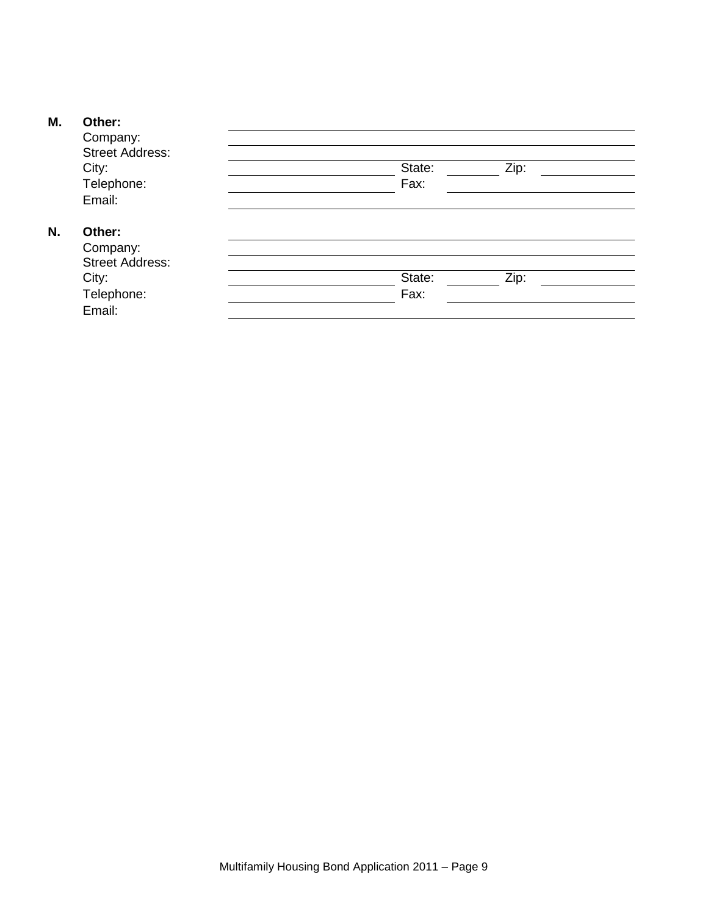**M. Other:**

Company: \_\_\_\_\_\_\_\_\_\_\_\_\_\_\_\_\_\_\_\_\_\_\_\_\_\_\_\_\_\_\_\_

Street Address: \_\_\_\_\_\_\_\_\_\_\_\_\_\_\_\_\_\_\_\_\_\_\_\_\_\_\_\_\_\_\_\_

City: \_\_\_\_\_\_\_\_\_\_\_\_\_\_\_\_ State: \_\_\_\_\_\_ Zip: \_\_\_\_\_\_\_\_

Telephone: \_\_\_\_\_\_\_\_\_\_\_\_\_\_\_\_ Fax: \_\_\_\_\_\_\_\_\_\_\_\_\_\_\_\_

Email: \_\_\_\_\_\_\_\_\_\_\_\_\_\_\_\_\_\_\_\_\_\_\_\_\_\_\_\_\_\_\_\_

**N. Other:**

Company: \_\_\_\_\_\_\_\_\_\_\_\_\_\_\_\_\_\_\_\_\_\_\_\_\_\_\_\_\_\_\_\_

Street Address: \_\_\_\_\_\_\_\_\_\_\_\_\_\_\_\_\_\_\_\_\_\_\_\_\_\_\_\_\_\_\_\_

City: \_\_\_\_\_\_\_\_\_\_\_\_\_\_\_\_ State: \_\_\_\_\_\_ Zip: \_\_\_\_\_\_\_\_

Telephone: \_\_\_\_\_\_\_\_\_\_\_\_\_\_\_\_ Fax: \_\_\_\_\_\_\_\_\_\_\_\_\_\_\_\_

Email: \_\_\_\_\_\_\_\_\_\_\_\_\_\_\_\_\_\_\_\_\_\_\_\_\_\_\_\_\_\_\_\_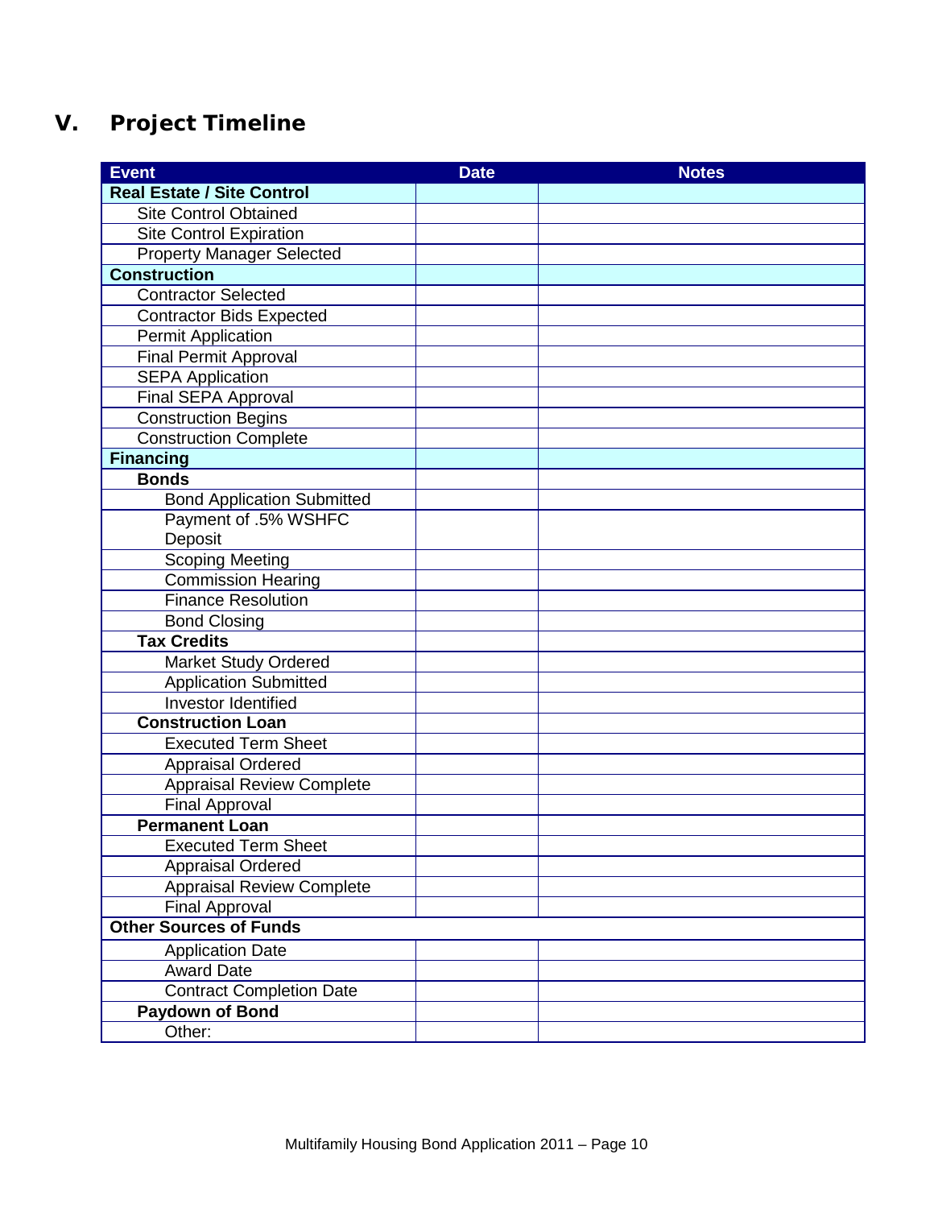# V. Project Timeline

| Event | Date | Notes |
|---|---|---|
| **Real Estate / Site Control** | | |
| Site Control Obtained | | |
| Site Control Expiration | | |
| Property Manager Selected | | |
| **Construction** | | |
| Contractor Selected | | |
| Contractor Bids Expected | | |
| Permit Application | | |
| Final Permit Approval | | |
| SEPA Application | | |
| Final SEPA Approval | | |
| Construction Begins | | |
| Construction Complete | | |
| **Financing** | | |
| **Bonds** | | |
| Bond Application Submitted | | |
| Payment of .5% WSHFC Deposit | | |
| Scoping Meeting | | |
| Commission Hearing | | |
| Finance Resolution | | |
| Bond Closing | | |
| **Tax Credits** | | |
| Market Study Ordered | | |
| Application Submitted | | |
| Investor Identified | | |
| **Construction Loan** | | |
| Executed Term Sheet | | |
| Appraisal Ordered | | |
| Appraisal Review Complete | | |
| Final Approval | | |
| **Permanent Loan** | | |
| Executed Term Sheet | | |
| Appraisal Ordered | | |
| Appraisal Review Complete | | |
| Final Approval | | |
| **Other Sources of Funds** | | |
| Application Date | | |
| Award Date | | |
| Contract Completion Date | | |
| **Paydown of Bond** | | |
| Other: | | |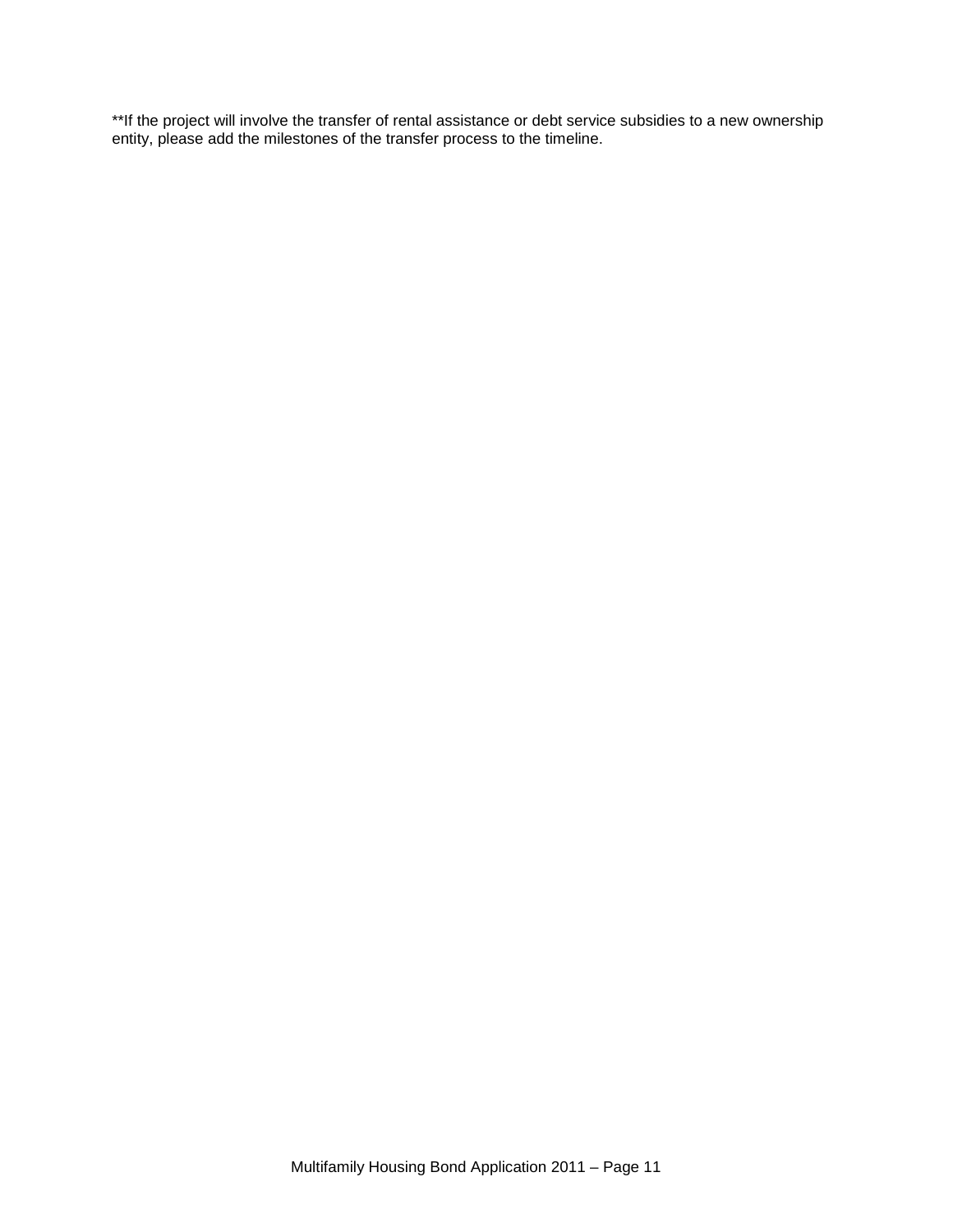**If the project will involve the transfer of rental assistance or debt service subsidies to a new ownership entity, please add the milestones of the transfer process to the timeline.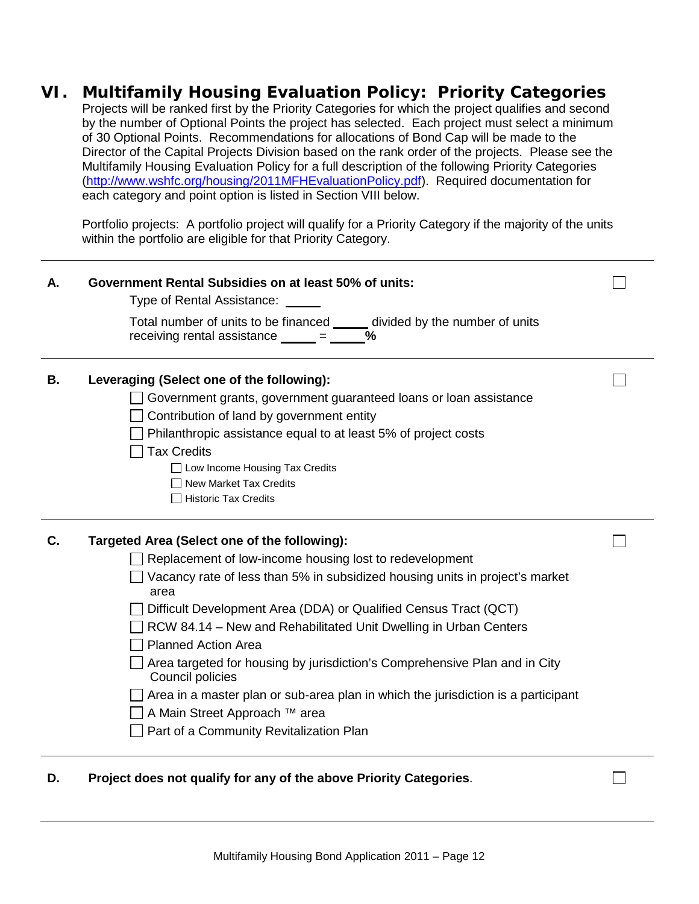# VI. Multifamily Housing Evaluation Policy: Priority Categories

Projects will be ranked first by the Priority Categories for which the project qualifies and second by the number of Optional Points the project has selected. Each project must select a minimum of 30 Optional Points. Recommendations for allocations of Bond Cap will be made to the Director of the Capital Projects Division based on the rank order of the projects. Please see the Multifamily Housing Evaluation Policy for a full description of the following Priority Categories (http://www.wshfc.org/housing/2011MFHEvaluationPolicy.pdf). Required documentation for each category and point option is listed in Section VIII below.

Portfolio projects: A portfolio project will qualify for a Priority Category if the majority of the units within the portfolio are eligible for that Priority Category.

---

**A. Government Rental Subsidies on at least 50% of units:** ☐

Type of Rental Assistance: _____

Total number of units to be financed _____ divided by the number of units receiving rental assistance _____ = _____ **%**

---

**B. Leveraging (Select one of the following):** ☐

- ☐ Government grants, government guaranteed loans or loan assistance
- ☐ Contribution of land by government entity
- ☐ Philanthropic assistance equal to at least 5% of project costs
- ☐ Tax Credits
  - ☐ Low Income Housing Tax Credits
  - ☐ New Market Tax Credits
  - ☐ Historic Tax Credits

---

**C. Targeted Area (Select one of the following):** ☐

- ☐ Replacement of low-income housing lost to redevelopment
- ☐ Vacancy rate of less than 5% in subsidized housing units in project's market area
- ☐ Difficult Development Area (DDA) or Qualified Census Tract (QCT)
- ☐ RCW 84.14 – New and Rehabilitated Unit Dwelling in Urban Centers
- ☐ Planned Action Area
- ☐ Area targeted for housing by jurisdiction's Comprehensive Plan and in City Council policies
- ☐ Area in a master plan or sub-area plan in which the jurisdiction is a participant
- ☐ A Main Street Approach ™ area
- ☐ Part of a Community Revitalization Plan

---

**D. Project does not qualify for any of the above Priority Categories**. ☐

---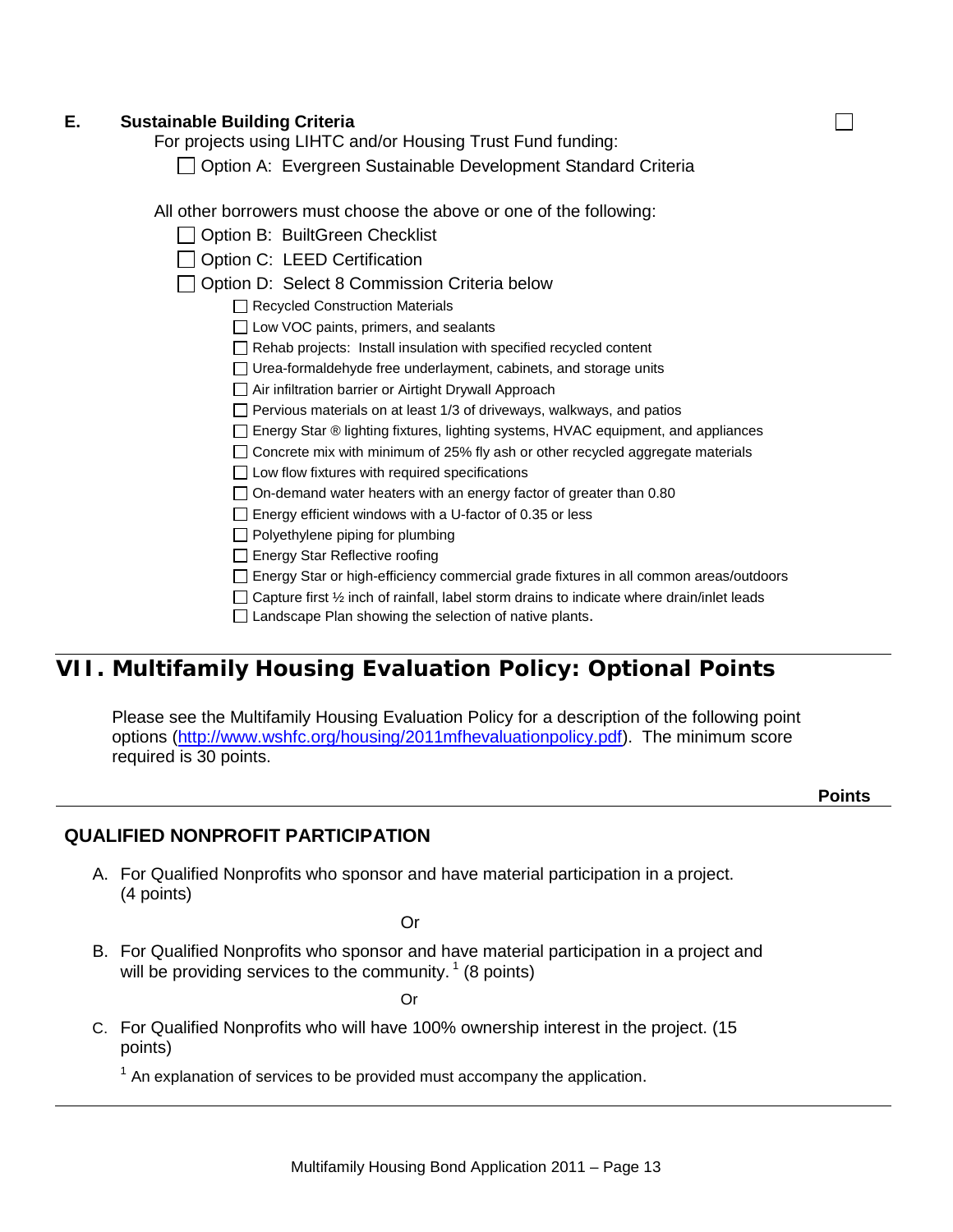**E. Sustainable Building Criteria** ☐

For projects using LIHTC and/or Housing Trust Fund funding:

- ☐ Option A: Evergreen Sustainable Development Standard Criteria

All other borrowers must choose the above or one of the following:

- ☐ Option B: BuiltGreen Checklist
- ☐ Option C: LEED Certification
- ☐ Option D: Select 8 Commission Criteria below
  - ☐ Recycled Construction Materials
  - ☐ Low VOC paints, primers, and sealants
  - ☐ Rehab projects: Install insulation with specified recycled content
  - ☐ Urea-formaldehyde free underlayment, cabinets, and storage units
  - ☐ Air infiltration barrier or Airtight Drywall Approach
  - ☐ Pervious materials on at least 1/3 of driveways, walkways, and patios
  - ☐ Energy Star ® lighting fixtures, lighting systems, HVAC equipment, and appliances
  - ☐ Concrete mix with minimum of 25% fly ash or other recycled aggregate materials
  - ☐ Low flow fixtures with required specifications
  - ☐ On-demand water heaters with an energy factor of greater than 0.80
  - ☐ Energy efficient windows with a U-factor of 0.35 or less
  - ☐ Polyethylene piping for plumbing
  - ☐ Energy Star Reflective roofing
  - ☐ Energy Star or high-efficiency commercial grade fixtures in all common areas/outdoors
  - ☐ Capture first ½ inch of rainfall, label storm drains to indicate where drain/inlet leads
  - ☐ Landscape Plan showing the selection of native plants.

# VII. Multifamily Housing Evaluation Policy: Optional Points

Please see the Multifamily Housing Evaluation Policy for a description of the following point options (http://www.wshfc.org/housing/2011mfhevaluationpolicy.pdf). The minimum score required is 30 points.

**Points**

## QUALIFIED NONPROFIT PARTICIPATION

A. For Qualified Nonprofits who sponsor and have material participation in a project. (4 points)

Or

B. For Qualified Nonprofits who sponsor and have material participation in a project and will be providing services to the community.[1] (8 points)

Or

C. For Qualified Nonprofits who will have 100% ownership interest in the project. (15 points)

[1] An explanation of services to be provided must accompany the application.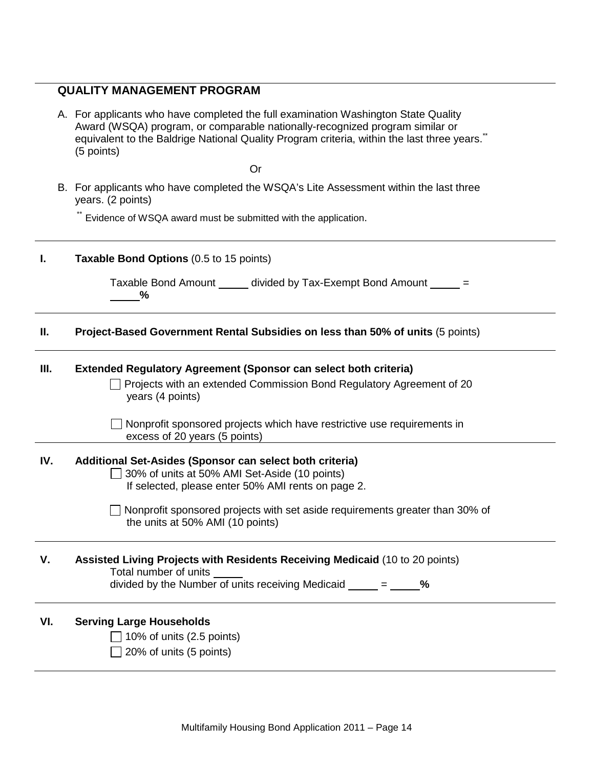## QUALITY MANAGEMENT PROGRAM

A. For applicants who have completed the full examination Washington State Quality Award (WSQA) program, or comparable nationally-recognized program similar or equivalent to the Baldrige National Quality Program criteria, within the last three years.** (5 points)

Or

B. For applicants who have completed the WSQA's Lite Assessment within the last three years. (2 points)

** Evidence of WSQA award must be submitted with the application.

---

**I. Taxable Bond Options** (0.5 to 15 points)

Taxable Bond Amount _____ divided by Tax-Exempt Bond Amount _____ = _____ **%**

---

**II. Project-Based Government Rental Subsidies on less than 50% of units** (5 points)

---

**III. Extended Regulatory Agreement (Sponsor can select both criteria)**

- ☐ Projects with an extended Commission Bond Regulatory Agreement of 20 years (4 points)
- ☐ Nonprofit sponsored projects which have restrictive use requirements in excess of 20 years (5 points)

---

**IV. Additional Set-Asides (Sponsor can select both criteria)**

- ☐ 30% of units at 50% AMI Set-Aside (10 points)
  If selected, please enter 50% AMI rents on page 2.
- ☐ Nonprofit sponsored projects with set aside requirements greater than 30% of the units at 50% AMI (10 points)

---

**V. Assisted Living Projects with Residents Receiving Medicaid** (10 to 20 points)

Total number of units _____
divided by the Number of units receiving Medicaid _____ = _____ **%**

---

**VI. Serving Large Households**

- ☐ 10% of units (2.5 points)
- ☐ 20% of units (5 points)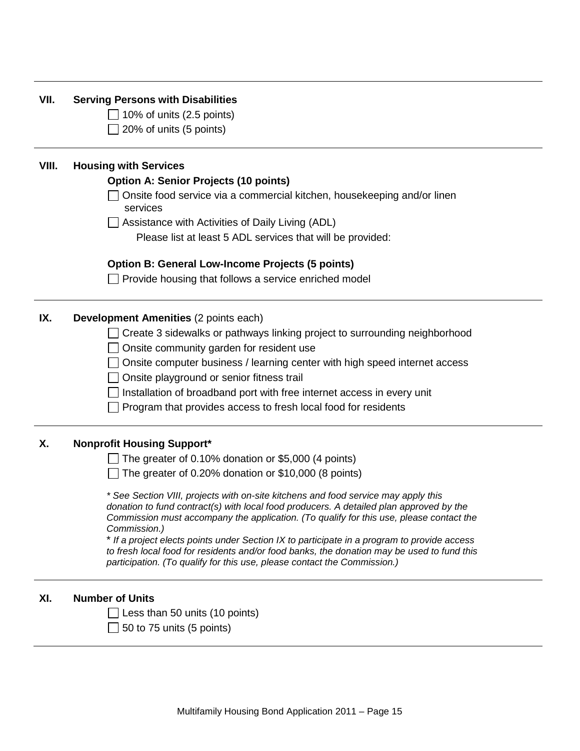## VII. Serving Persons with Disabilities

- [ ] 10% of units (2.5 points)
- [ ] 20% of units (5 points)

---

## VIII. Housing with Services

**Option A: Senior Projects (10 points)**

- [ ] Onsite food service via a commercial kitchen, housekeeping and/or linen services
- [ ] Assistance with Activities of Daily Living (ADL)

  Please list at least 5 ADL services that will be provided:

**Option B: General Low-Income Projects (5 points)**

- [ ] Provide housing that follows a service enriched model

---

## IX. Development Amenities (2 points each)

- [ ] Create 3 sidewalks or pathways linking project to surrounding neighborhood
- [ ] Onsite community garden for resident use
- [ ] Onsite computer business / learning center with high speed internet access
- [ ] Onsite playground or senior fitness trail
- [ ] Installation of broadband port with free internet access in every unit
- [ ] Program that provides access to fresh local food for residents

---

## X. Nonprofit Housing Support*

- [ ] The greater of 0.10% donation or $5,000 (4 points)
- [ ] The greater of 0.20% donation or $10,000 (8 points)

*\* See Section VIII, projects with on-site kitchens and food service may apply this donation to fund contract(s) with local food producers. A detailed plan approved by the Commission must accompany the application. (To qualify for this use, please contact the Commission.)*

\* *If a project elects points under Section IX to participate in a program to provide access to fresh local food for residents and/or food banks, the donation may be used to fund this participation. (To qualify for this use, please contact the Commission.)*

---

## XI. Number of Units

- [ ] Less than 50 units (10 points)
- [ ] 50 to 75 units (5 points)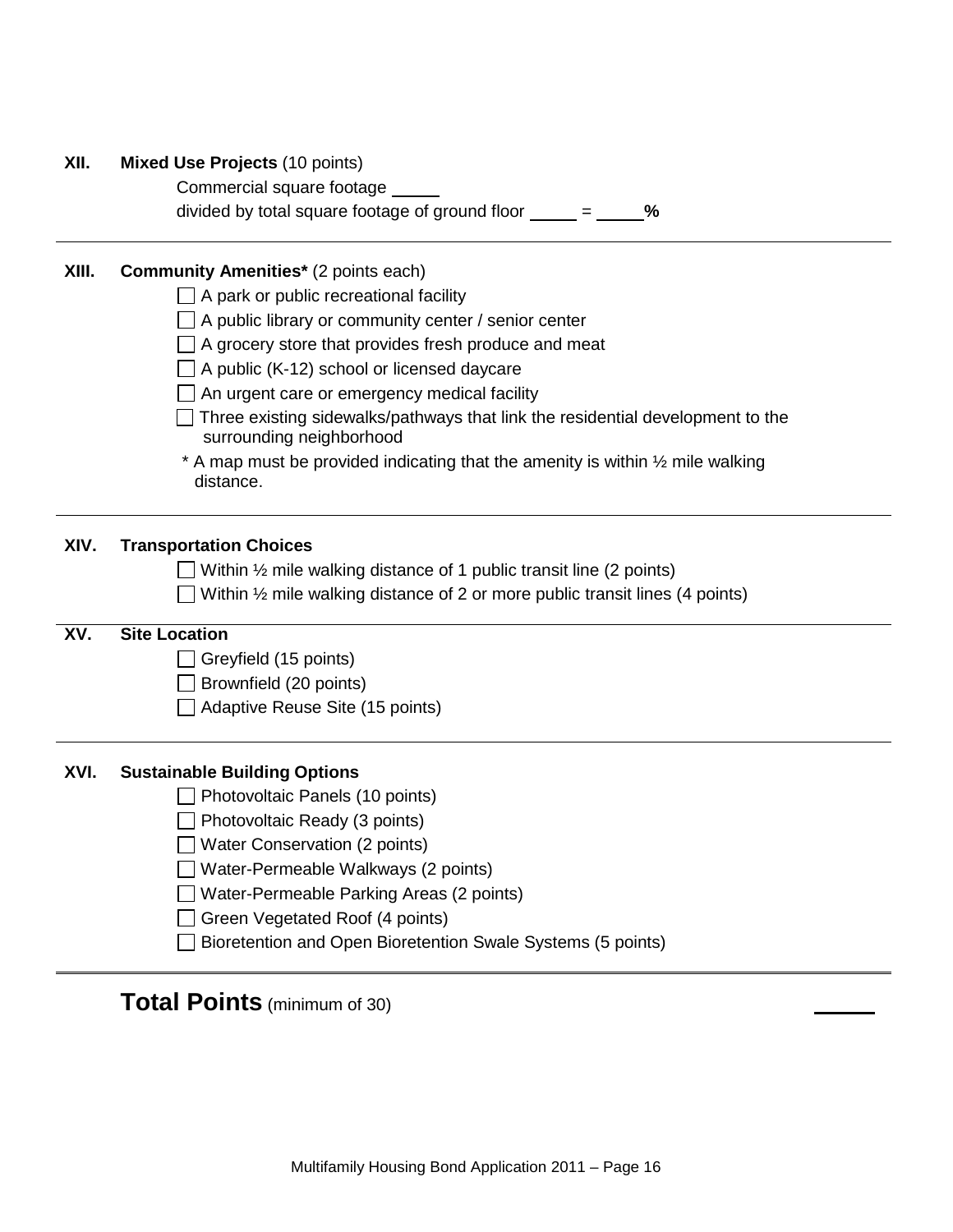**XII. Mixed Use Projects** (10 points)

Commercial square footage _____

divided by total square footage of ground floor _____ = _____**%**

---

**XIII. Community Amenities*** (2 points each)

- ☐ A park or public recreational facility
- ☐ A public library or community center / senior center
- ☐ A grocery store that provides fresh produce and meat
- ☐ A public (K-12) school or licensed daycare
- ☐ An urgent care or emergency medical facility
- ☐ Three existing sidewalks/pathways that link the residential development to the surrounding neighborhood

\* A map must be provided indicating that the amenity is within ½ mile walking distance.

---

**XIV. Transportation Choices**

- ☐ Within ½ mile walking distance of 1 public transit line (2 points)
- ☐ Within ½ mile walking distance of 2 or more public transit lines (4 points)

---

**XV. Site Location**

- ☐ Greyfield (15 points)
- ☐ Brownfield (20 points)
- ☐ Adaptive Reuse Site (15 points)

---

**XVI. Sustainable Building Options**

- ☐ Photovoltaic Panels (10 points)
- ☐ Photovoltaic Ready (3 points)
- ☐ Water Conservation (2 points)
- ☐ Water-Permeable Walkways (2 points)
- ☐ Water-Permeable Parking Areas (2 points)
- ☐ Green Vegetated Roof (4 points)
- ☐ Bioretention and Open Bioretention Swale Systems (5 points)

---

## Total Points (minimum of 30) _____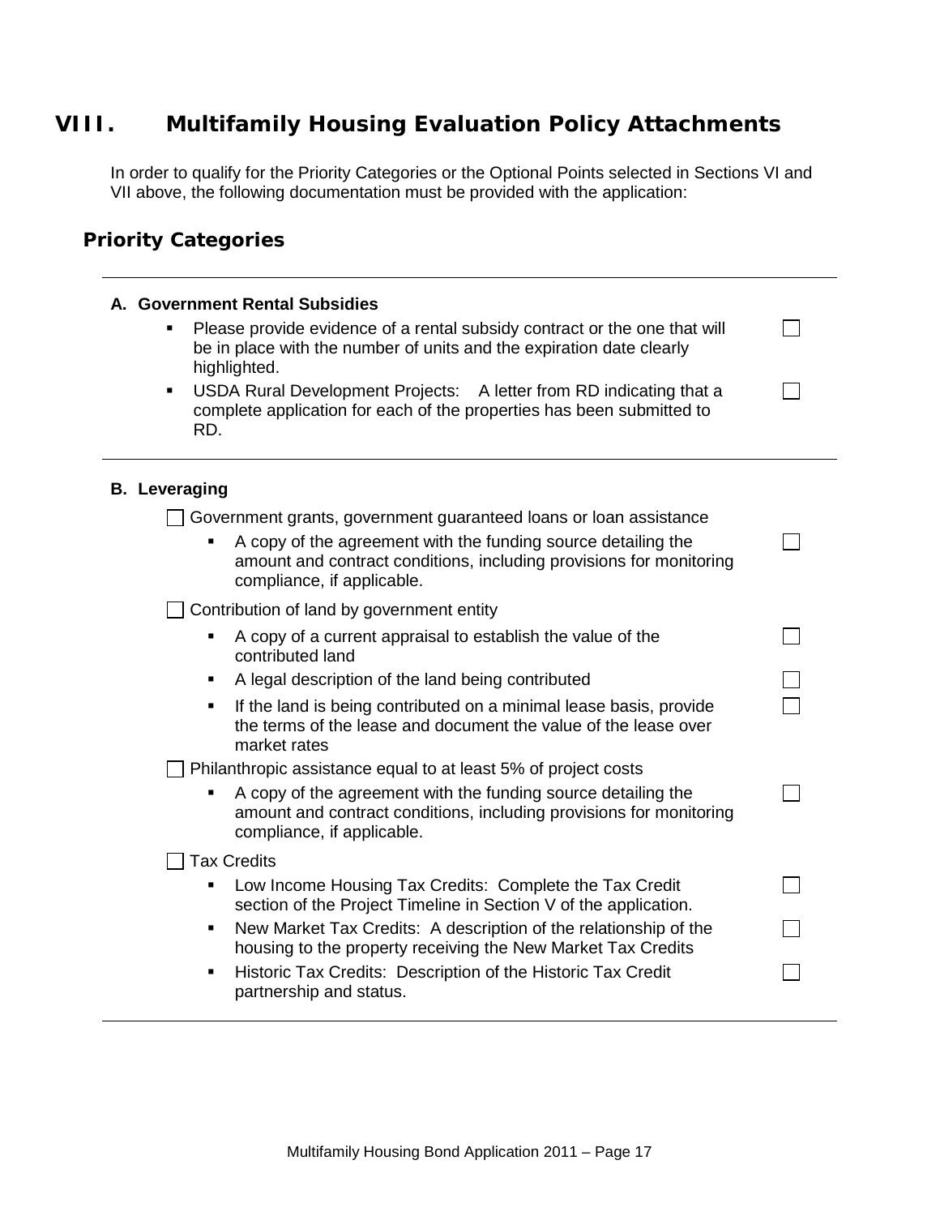# VIII. Multifamily Housing Evaluation Policy Attachments

In order to qualify for the Priority Categories or the Optional Points selected in Sections VI and VII above, the following documentation must be provided with the application:

## Priority Categories

---

**A. Government Rental Subsidies**

- Please provide evidence of a rental subsidy contract or the one that will be in place with the number of units and the expiration date clearly highlighted. ☐
- USDA Rural Development Projects: A letter from RD indicating that a complete application for each of the properties has been submitted to RD. ☐

---

**B. Leveraging**

☐ Government grants, government guaranteed loans or loan assistance

- A copy of the agreement with the funding source detailing the amount and contract conditions, including provisions for monitoring compliance, if applicable. ☐

☐ Contribution of land by government entity

- A copy of a current appraisal to establish the value of the contributed land ☐
- A legal description of the land being contributed ☐
- If the land is being contributed on a minimal lease basis, provide the terms of the lease and document the value of the lease over market rates ☐

☐ Philanthropic assistance equal to at least 5% of project costs

- A copy of the agreement with the funding source detailing the amount and contract conditions, including provisions for monitoring compliance, if applicable. ☐

☐ Tax Credits

- Low Income Housing Tax Credits: Complete the Tax Credit section of the Project Timeline in Section V of the application. ☐
- New Market Tax Credits: A description of the relationship of the housing to the property receiving the New Market Tax Credits ☐
- Historic Tax Credits: Description of the Historic Tax Credit partnership and status. ☐

---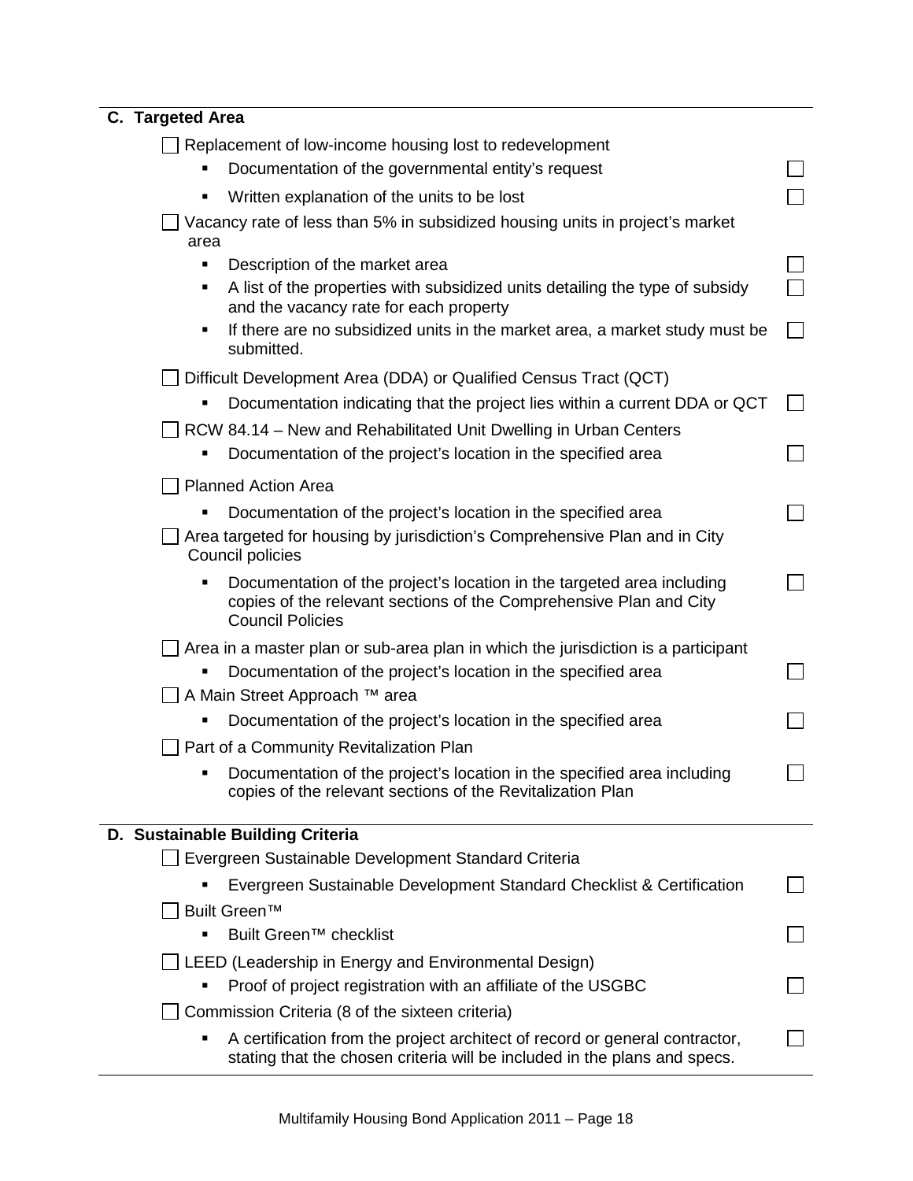## C. Targeted Area

- [ ] Replacement of low-income housing lost to redevelopment
  - Documentation of the governmental entity's request ☐
  - Written explanation of the units to be lost ☐
- [ ] Vacancy rate of less than 5% in subsidized housing units in project's market area
  - Description of the market area ☐
  - A list of the properties with subsidized units detailing the type of subsidy and the vacancy rate for each property ☐
  - If there are no subsidized units in the market area, a market study must be submitted. ☐
- [ ] Difficult Development Area (DDA) or Qualified Census Tract (QCT)
  - Documentation indicating that the project lies within a current DDA or QCT ☐
- [ ] RCW 84.14 – New and Rehabilitated Unit Dwelling in Urban Centers
  - Documentation of the project's location in the specified area ☐
- [ ] Planned Action Area
  - Documentation of the project's location in the specified area ☐
- [ ] Area targeted for housing by jurisdiction's Comprehensive Plan and in City Council policies
  - Documentation of the project's location in the targeted area including copies of the relevant sections of the Comprehensive Plan and City Council Policies ☐
- [ ] Area in a master plan or sub-area plan in which the jurisdiction is a participant
  - Documentation of the project's location in the specified area ☐
- [ ] A Main Street Approach ™ area
  - Documentation of the project's location in the specified area ☐
- [ ] Part of a Community Revitalization Plan
  - Documentation of the project's location in the specified area including copies of the relevant sections of the Revitalization Plan ☐

## D. Sustainable Building Criteria

- [ ] Evergreen Sustainable Development Standard Criteria
  - Evergreen Sustainable Development Standard Checklist & Certification ☐
- [ ] Built Green™
  - Built Green™ checklist ☐
- [ ] LEED (Leadership in Energy and Environmental Design)
  - Proof of project registration with an affiliate of the USGBC ☐
- [ ] Commission Criteria (8 of the sixteen criteria)
  - A certification from the project architect of record or general contractor, stating that the chosen criteria will be included in the plans and specs. ☐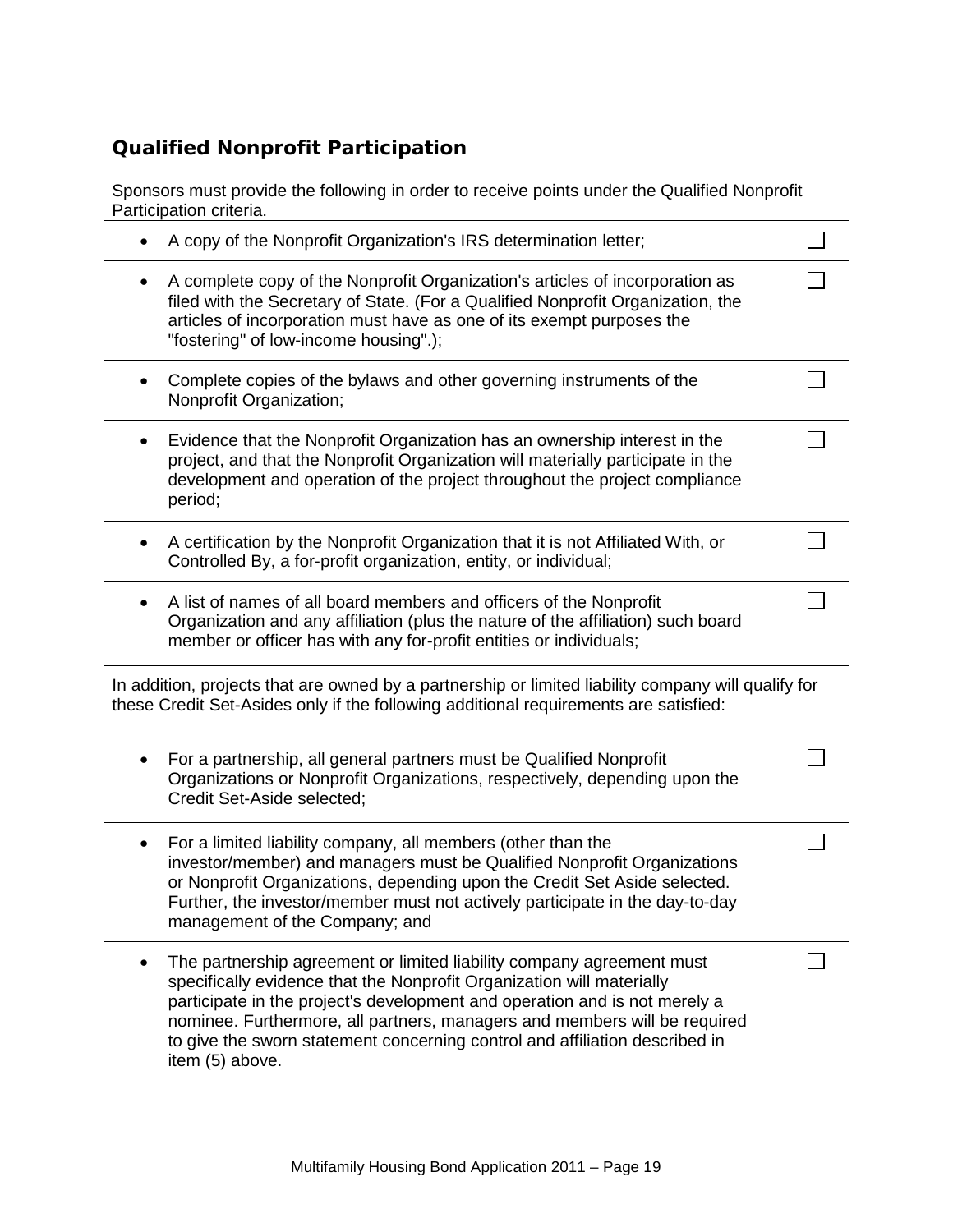## Qualified Nonprofit Participation

Sponsors must provide the following in order to receive points under the Qualified Nonprofit Participation criteria.

- A copy of the Nonprofit Organization's IRS determination letter; ☐
- A complete copy of the Nonprofit Organization's articles of incorporation as filed with the Secretary of State. (For a Qualified Nonprofit Organization, the articles of incorporation must have as one of its exempt purposes the "fostering" of low-income housing".); ☐
- Complete copies of the bylaws and other governing instruments of the Nonprofit Organization; ☐
- Evidence that the Nonprofit Organization has an ownership interest in the project, and that the Nonprofit Organization will materially participate in the development and operation of the project throughout the project compliance period; ☐
- A certification by the Nonprofit Organization that it is not Affiliated With, or Controlled By, a for-profit organization, entity, or individual; ☐
- A list of names of all board members and officers of the Nonprofit Organization and any affiliation (plus the nature of the affiliation) such board member or officer has with any for-profit entities or individuals; ☐

In addition, projects that are owned by a partnership or limited liability company will qualify for these Credit Set-Asides only if the following additional requirements are satisfied:

- For a partnership, all general partners must be Qualified Nonprofit Organizations or Nonprofit Organizations, respectively, depending upon the Credit Set-Aside selected; ☐
- For a limited liability company, all members (other than the investor/member) and managers must be Qualified Nonprofit Organizations or Nonprofit Organizations, depending upon the Credit Set Aside selected. Further, the investor/member must not actively participate in the day-to-day management of the Company; and ☐
- The partnership agreement or limited liability company agreement must specifically evidence that the Nonprofit Organization will materially participate in the project's development and operation and is not merely a nominee. Furthermore, all partners, managers and members will be required to give the sworn statement concerning control and affiliation described in item (5) above. ☐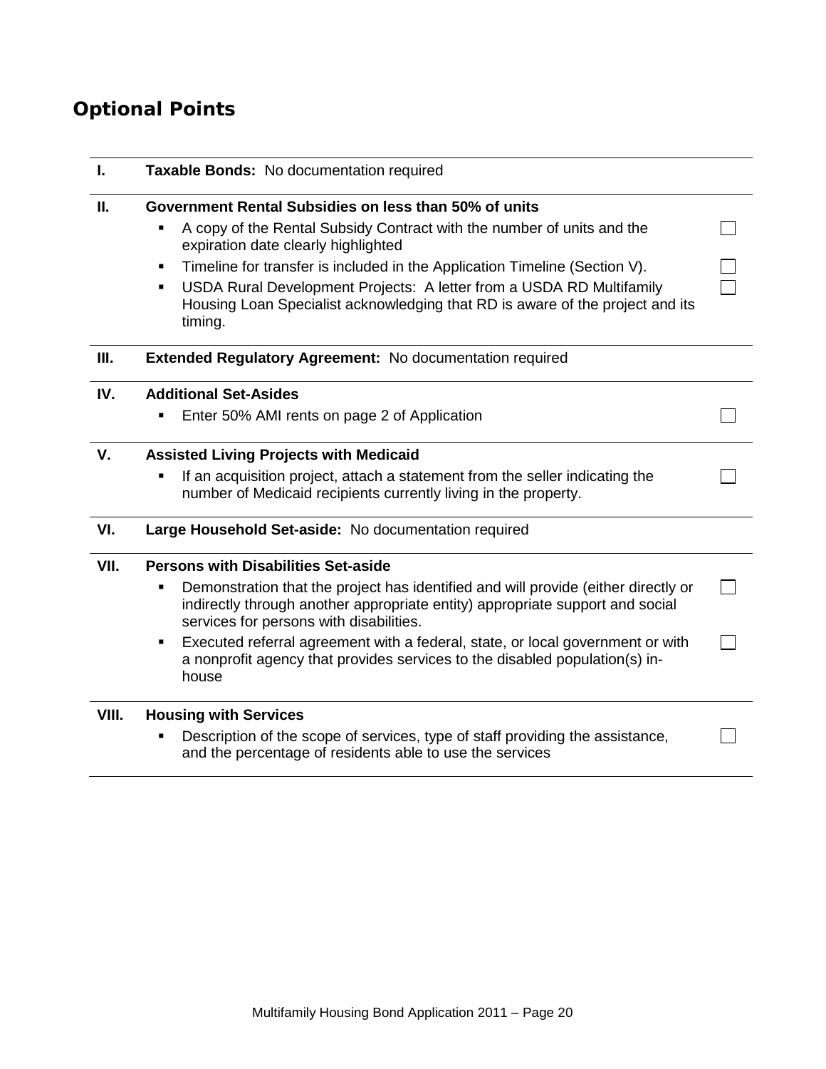# Optional Points

| | | |
|---|---|---|
| **I.** | **Taxable Bonds:** No documentation required | |
| **II.** | **Government Rental Subsidies on less than 50% of units** | |
| | ▪ A copy of the Rental Subsidy Contract with the number of units and the expiration date clearly highlighted | ☐ |
| | ▪ Timeline for transfer is included in the Application Timeline (Section V). | ☐ |
| | ▪ USDA Rural Development Projects: A letter from a USDA RD Multifamily Housing Loan Specialist acknowledging that RD is aware of the project and its timing. | ☐ |
| **III.** | **Extended Regulatory Agreement:** No documentation required | |
| **IV.** | **Additional Set-Asides** | |
| | ▪ Enter 50% AMI rents on page 2 of Application | ☐ |
| **V.** | **Assisted Living Projects with Medicaid** | |
| | ▪ If an acquisition project, attach a statement from the seller indicating the number of Medicaid recipients currently living in the property. | ☐ |
| **VI.** | **Large Household Set-aside:** No documentation required | |
| **VII.** | **Persons with Disabilities Set-aside** | |
| | ▪ Demonstration that the project has identified and will provide (either directly or indirectly through another appropriate entity) appropriate support and social services for persons with disabilities. | ☐ |
| | ▪ Executed referral agreement with a federal, state, or local government or with a nonprofit agency that provides services to the disabled population(s) in-house | ☐ |
| **VIII.** | **Housing with Services** | |
| | ▪ Description of the scope of services, type of staff providing the assistance, and the percentage of residents able to use the services | ☐ |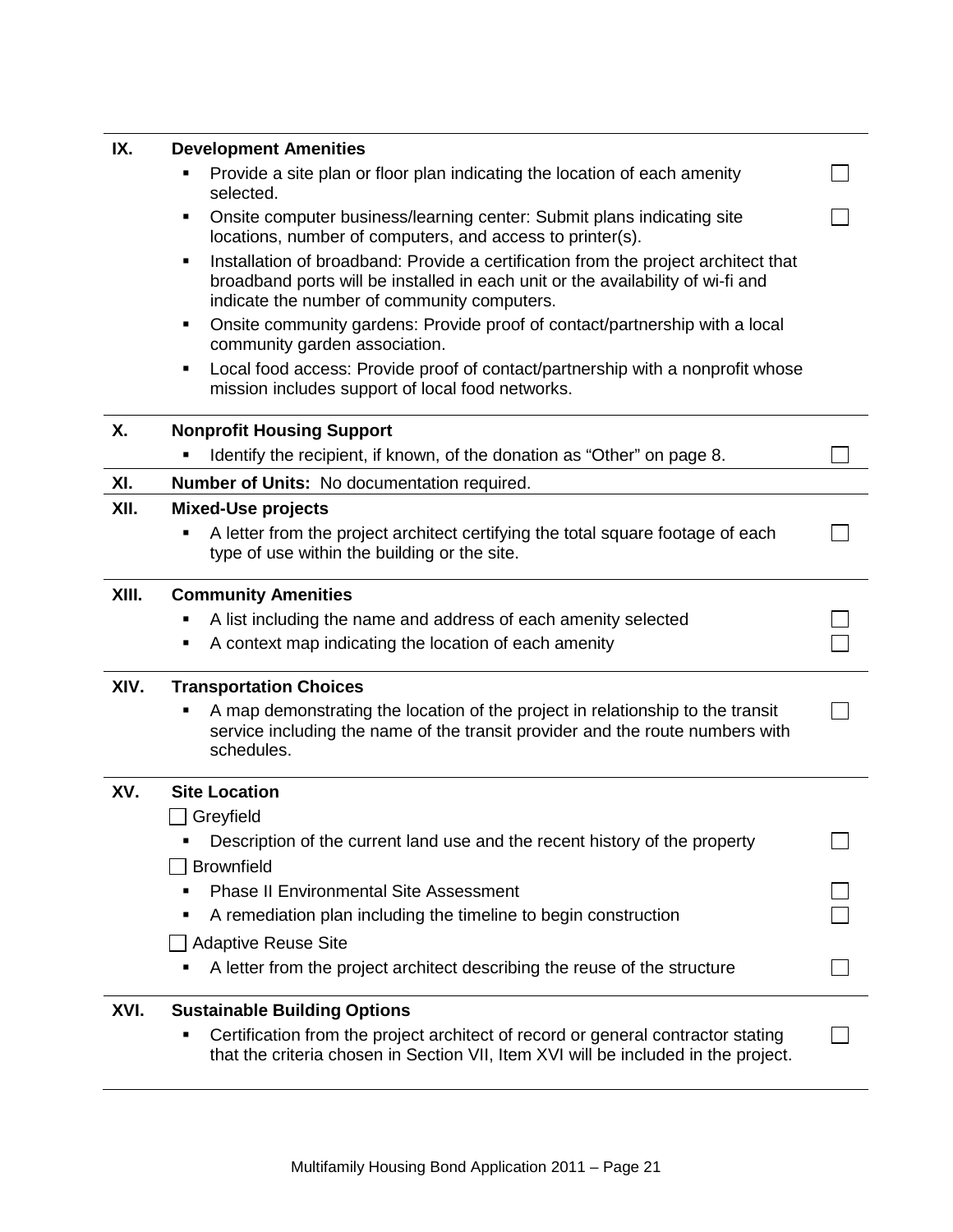## IX. Development Amenities

- Provide a site plan or floor plan indicating the location of each amenity selected. ☐
- Onsite computer business/learning center: Submit plans indicating site locations, number of computers, and access to printer(s). ☐
- Installation of broadband: Provide a certification from the project architect that broadband ports will be installed in each unit or the availability of wi-fi and indicate the number of community computers.
- Onsite community gardens: Provide proof of contact/partnership with a local community garden association.
- Local food access: Provide proof of contact/partnership with a nonprofit whose mission includes support of local food networks.

## X. Nonprofit Housing Support

- Identify the recipient, if known, of the donation as "Other" on page 8. ☐

## XI. Number of Units: No documentation required.

## XII. Mixed-Use projects

- A letter from the project architect certifying the total square footage of each type of use within the building or the site. ☐

## XIII. Community Amenities

- A list including the name and address of each amenity selected ☐
- A context map indicating the location of each amenity ☐

## XIV. Transportation Choices

- A map demonstrating the location of the project in relationship to the transit service including the name of the transit provider and the route numbers with schedules. ☐

## XV. Site Location

☐ Greyfield

- Description of the current land use and the recent history of the property ☐

☐ Brownfield

- Phase II Environmental Site Assessment ☐
- A remediation plan including the timeline to begin construction ☐

☐ Adaptive Reuse Site

- A letter from the project architect describing the reuse of the structure ☐

## XVI. Sustainable Building Options

- Certification from the project architect of record or general contractor stating that the criteria chosen in Section VII, Item XVI will be included in the project. ☐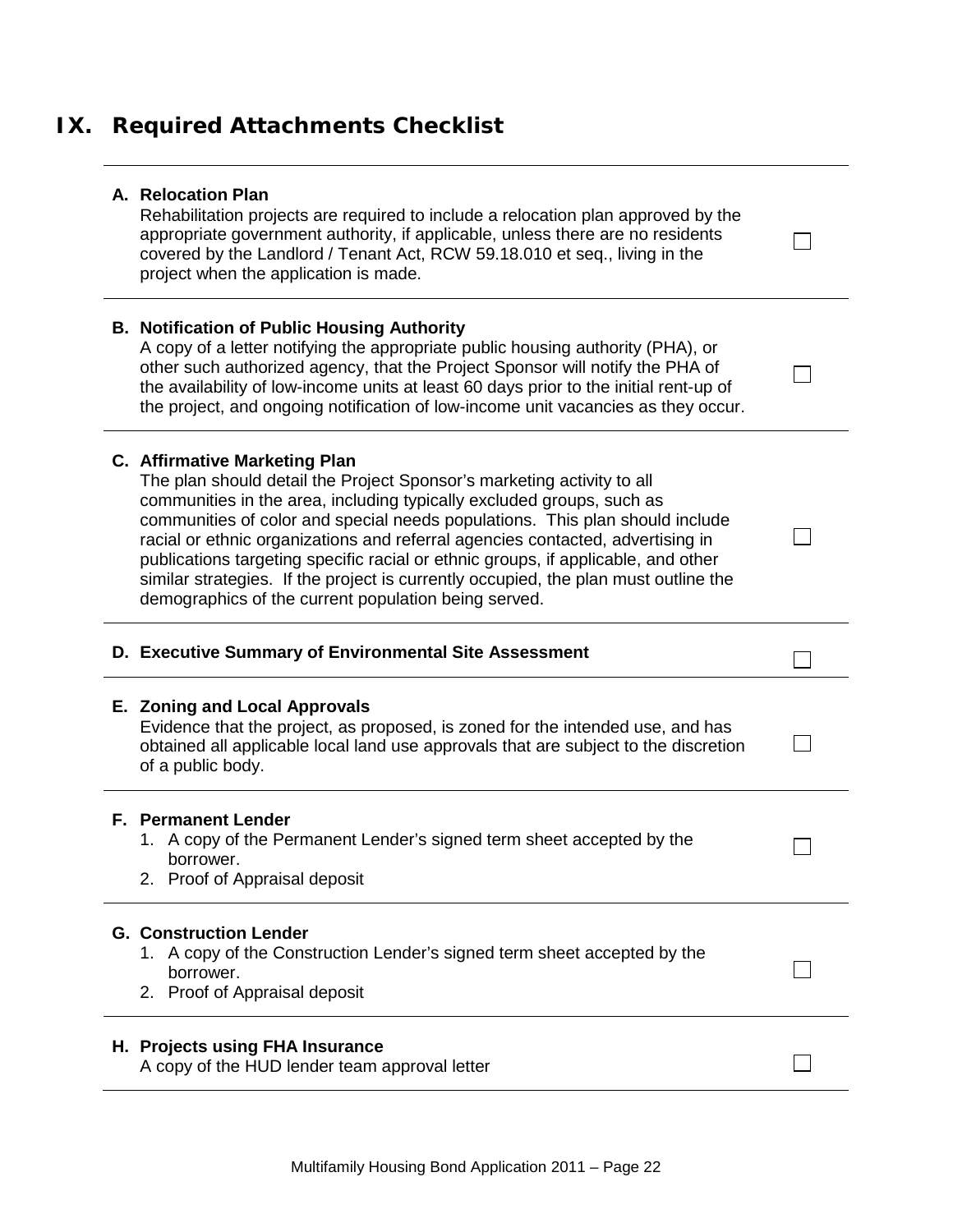# IX. Required Attachments Checklist

**A. Relocation Plan**
Rehabilitation projects are required to include a relocation plan approved by the appropriate government authority, if applicable, unless there are no residents covered by the Landlord / Tenant Act, RCW 59.18.010 et seq., living in the project when the application is made. ☐

**B. Notification of Public Housing Authority**
A copy of a letter notifying the appropriate public housing authority (PHA), or other such authorized agency, that the Project Sponsor will notify the PHA of the availability of low-income units at least 60 days prior to the initial rent-up of the project, and ongoing notification of low-income unit vacancies as they occur. ☐

**C. Affirmative Marketing Plan**
The plan should detail the Project Sponsor's marketing activity to all communities in the area, including typically excluded groups, such as communities of color and special needs populations. This plan should include racial or ethnic organizations and referral agencies contacted, advertising in publications targeting specific racial or ethnic groups, if applicable, and other similar strategies. If the project is currently occupied, the plan must outline the demographics of the current population being served. ☐

**D. Executive Summary of Environmental Site Assessment** ☐

**E. Zoning and Local Approvals**
Evidence that the project, as proposed, is zoned for the intended use, and has obtained all applicable local land use approvals that are subject to the discretion of a public body. ☐

**F. Permanent Lender** ☐
1. A copy of the Permanent Lender's signed term sheet accepted by the borrower.
2. Proof of Appraisal deposit

**G. Construction Lender** ☐
1. A copy of the Construction Lender's signed term sheet accepted by the borrower.
2. Proof of Appraisal deposit

**H. Projects using FHA Insurance**
A copy of the HUD lender team approval letter ☐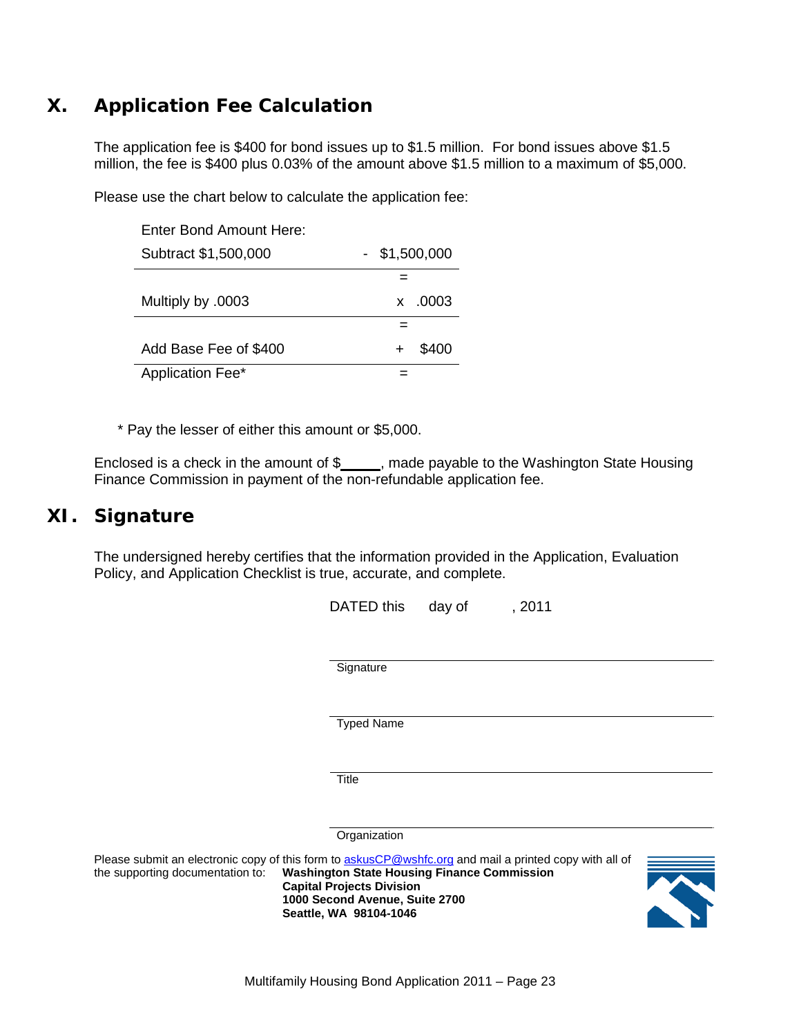## X. Application Fee Calculation

The application fee is $400 for bond issues up to $1.5 million. For bond issues above $1.5 million, the fee is $400 plus 0.03% of the amount above $1.5 million to a maximum of $5,000.

Please use the chart below to calculate the application fee:

| | |
|---|---|
| Enter Bond Amount Here: | |
| Subtract $1,500,000 | - $1,500,000 |
| | = |
| Multiply by .0003 | x .0003 |
| | = |
| Add Base Fee of $400 | + $400 |
| Application Fee* | = |

\* Pay the lesser of either this amount or $5,000.

Enclosed is a check in the amount of $_____, made payable to the Washington State Housing Finance Commission in payment of the non-refundable application fee.

## XI. Signature

The undersigned hereby certifies that the information provided in the Application, Evaluation Policy, and Application Checklist is true, accurate, and complete.

DATED this day of , 2011

______________________________
Signature

______________________________
Typed Name

______________________________
Title

______________________________
Organization

Please submit an electronic copy of this form to askusCP@wshfc.org and mail a printed copy with all of the supporting documentation to:

**Washington State Housing Finance Commission**
**Capital Projects Division**
**1000 Second Avenue, Suite 2700**
**Seattle, WA 98104-1046**